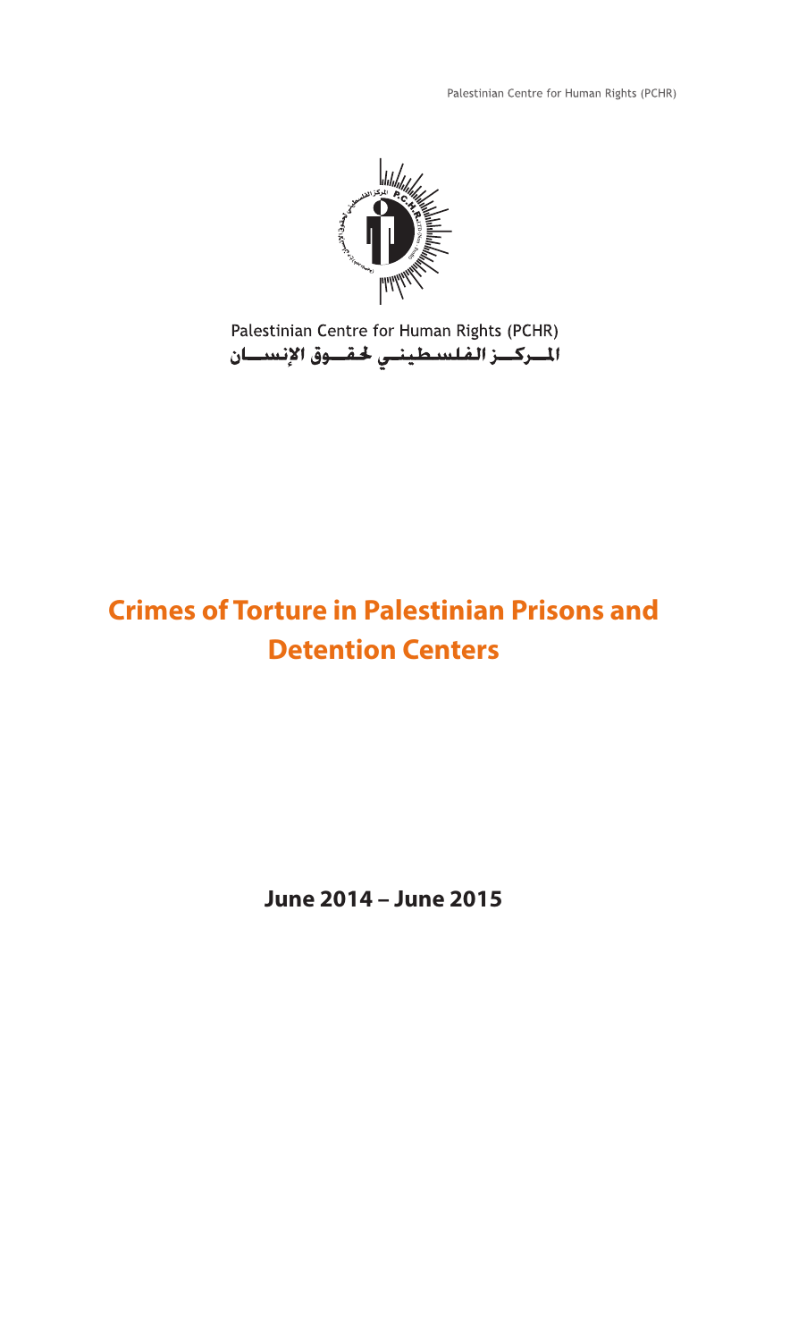Palestinian Centre for Human Rights (PCHR)

Palestinian Centre for Human Rights (PCHR)

المـركــز الفلسـطيـنـي لحقــوق الإنســان

# Crimes of Torture in Palestinian Prisons and Detention Centers

**June 2014 – June 2015**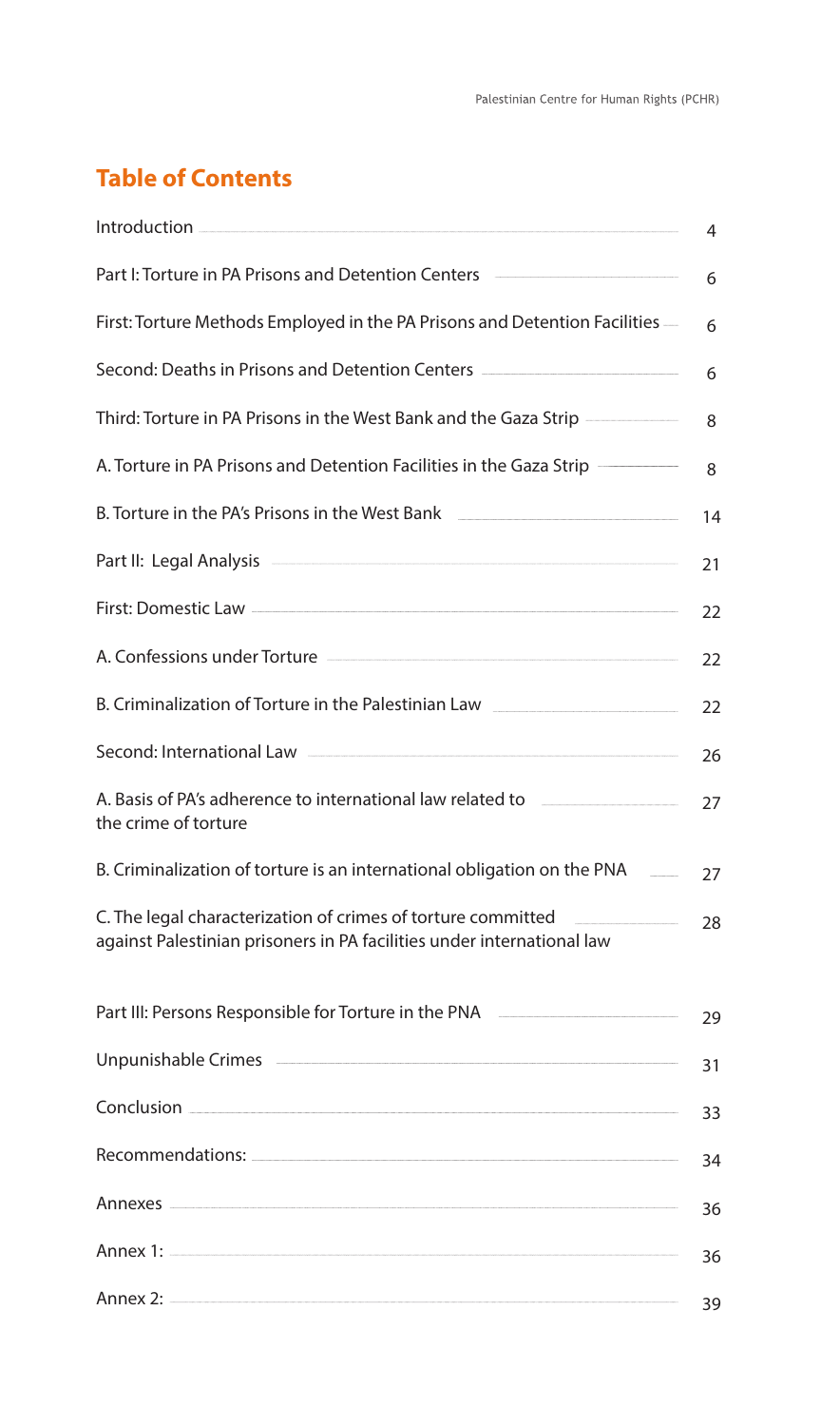## Table of Contents

| | |
|---|---|
| Introduction | 4 |
| Part I: Torture in PA Prisons and Detention Centers | 6 |
| First: Torture Methods Employed in the PA Prisons and Detention Facilities | 6 |
| Second: Deaths in Prisons and Detention Centers | 6 |
| Third: Torture in PA Prisons in the West Bank and the Gaza Strip | 8 |
| A. Torture in PA Prisons and Detention Facilities in the Gaza Strip | 8 |
| B. Torture in the PA's Prisons in the West Bank | 14 |
| Part II: Legal Analysis | 21 |
| First: Domestic Law | 22 |
| A. Confessions under Torture | 22 |
| B. Criminalization of Torture in the Palestinian Law | 22 |
| Second: International Law | 26 |
| A. Basis of PA's adherence to international law related to the crime of torture | 27 |
| B. Criminalization of torture is an international obligation on the PNA | 27 |
| C. The legal characterization of crimes of torture committed against Palestinian prisoners in PA facilities under international law | 28 |
| Part III: Persons Responsible for Torture in the PNA | 29 |
| Unpunishable Crimes | 31 |
| Conclusion | 33 |
| Recommendations: | 34 |
| Annexes | 36 |
| Annex 1: | 36 |
| Annex 2: | 39 |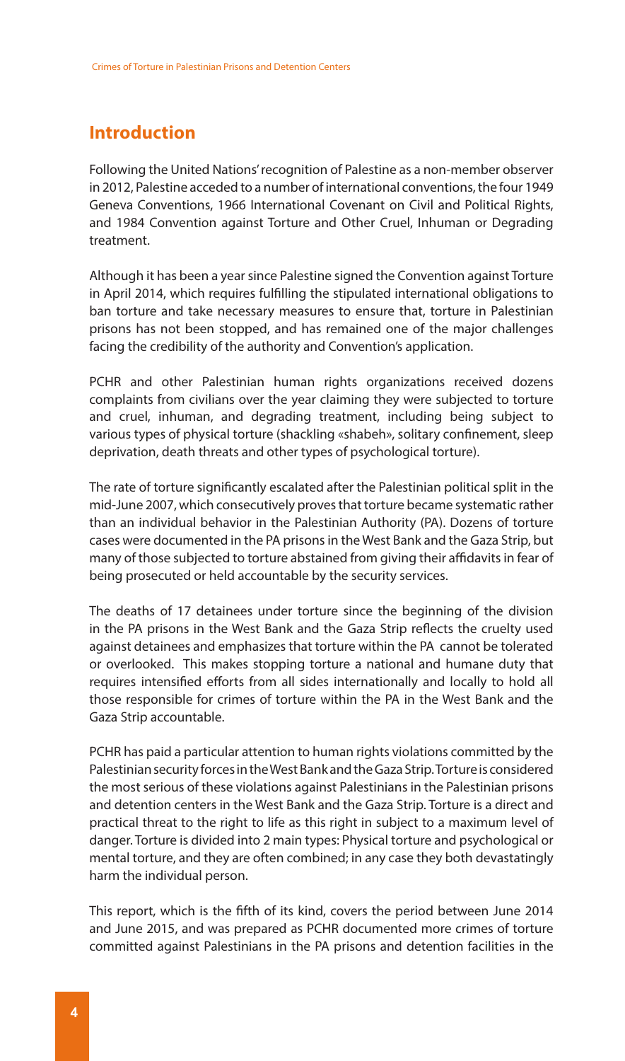## Introduction

Following the United Nations' recognition of Palestine as a non-member observer in 2012, Palestine acceded to a number of international conventions, the four 1949 Geneva Conventions, 1966 International Covenant on Civil and Political Rights, and 1984 Convention against Torture and Other Cruel, Inhuman or Degrading treatment.

Although it has been a year since Palestine signed the Convention against Torture in April 2014, which requires fulfilling the stipulated international obligations to ban torture and take necessary measures to ensure that, torture in Palestinian prisons has not been stopped, and has remained one of the major challenges facing the credibility of the authority and Convention's application.

PCHR and other Palestinian human rights organizations received dozens complaints from civilians over the year claiming they were subjected to torture and cruel, inhuman, and degrading treatment, including being subject to various types of physical torture (shackling «shabeh», solitary confinement, sleep deprivation, death threats and other types of psychological torture).

The rate of torture significantly escalated after the Palestinian political split in the mid-June 2007, which consecutively proves that torture became systematic rather than an individual behavior in the Palestinian Authority (PA). Dozens of torture cases were documented in the PA prisons in the West Bank and the Gaza Strip, but many of those subjected to torture abstained from giving their affidavits in fear of being prosecuted or held accountable by the security services.

The deaths of 17 detainees under torture since the beginning of the division in the PA prisons in the West Bank and the Gaza Strip reflects the cruelty used against detainees and emphasizes that torture within the PA cannot be tolerated or overlooked. This makes stopping torture a national and humane duty that requires intensified efforts from all sides internationally and locally to hold all those responsible for crimes of torture within the PA in the West Bank and the Gaza Strip accountable.

PCHR has paid a particular attention to human rights violations committed by the Palestinian security forces in the West Bank and the Gaza Strip. Torture is considered the most serious of these violations against Palestinians in the Palestinian prisons and detention centers in the West Bank and the Gaza Strip. Torture is a direct and practical threat to the right to life as this right in subject to a maximum level of danger. Torture is divided into 2 main types: Physical torture and psychological or mental torture, and they are often combined; in any case they both devastatingly harm the individual person.

This report, which is the fifth of its kind, covers the period between June 2014 and June 2015, and was prepared as PCHR documented more crimes of torture committed against Palestinians in the PA prisons and detention facilities in the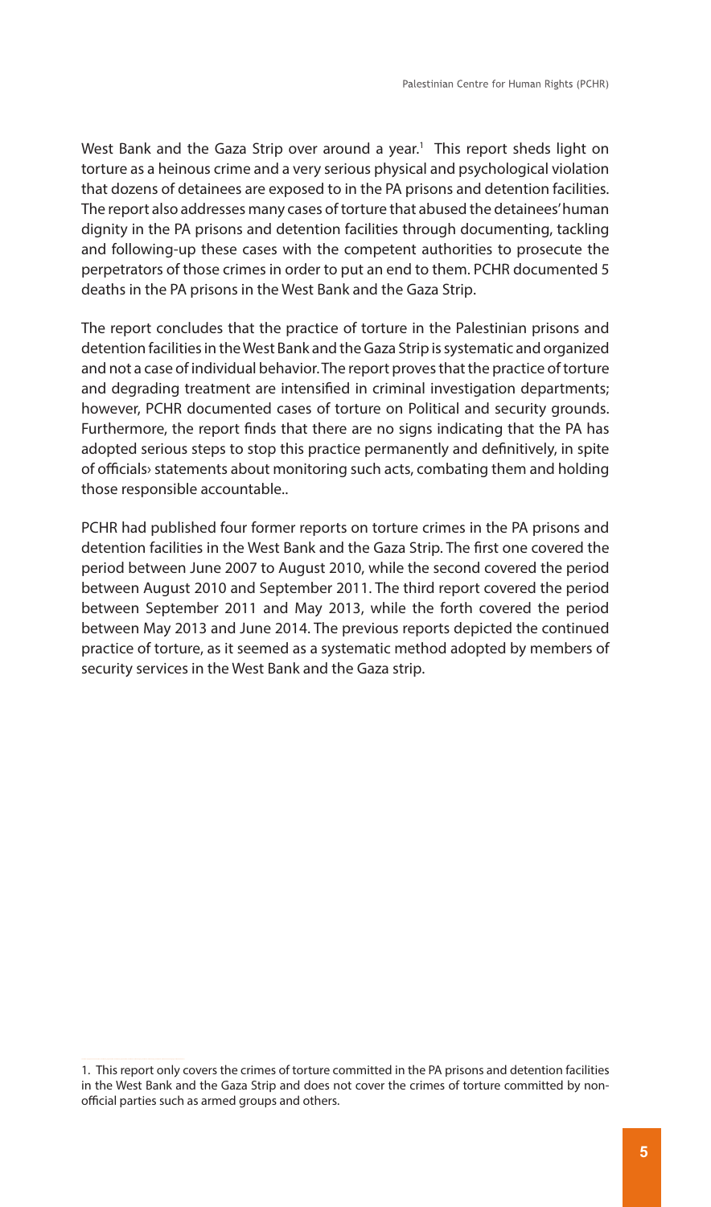West Bank and the Gaza Strip over around a year.[1] This report sheds light on torture as a heinous crime and a very serious physical and psychological violation that dozens of detainees are exposed to in the PA prisons and detention facilities. The report also addresses many cases of torture that abused the detainees' human dignity in the PA prisons and detention facilities through documenting, tackling and following-up these cases with the competent authorities to prosecute the perpetrators of those crimes in order to put an end to them. PCHR documented 5 deaths in the PA prisons in the West Bank and the Gaza Strip.

The report concludes that the practice of torture in the Palestinian prisons and detention facilities in the West Bank and the Gaza Strip is systematic and organized and not a case of individual behavior. The report proves that the practice of torture and degrading treatment are intensified in criminal investigation departments; however, PCHR documented cases of torture on Political and security grounds. Furthermore, the report finds that there are no signs indicating that the PA has adopted serious steps to stop this practice permanently and definitively, in spite of officials› statements about monitoring such acts, combating them and holding those responsible accountable..

PCHR had published four former reports on torture crimes in the PA prisons and detention facilities in the West Bank and the Gaza Strip. The first one covered the period between June 2007 to August 2010, while the second covered the period between August 2010 and September 2011. The third report covered the period between September 2011 and May 2013, while the forth covered the period between May 2013 and June 2014. The previous reports depicted the continued practice of torture, as it seemed as a systematic method adopted by members of security services in the West Bank and the Gaza strip.

---

1. This report only covers the crimes of torture committed in the PA prisons and detention facilities in the West Bank and the Gaza Strip and does not cover the crimes of torture committed by non-official parties such as armed groups and others.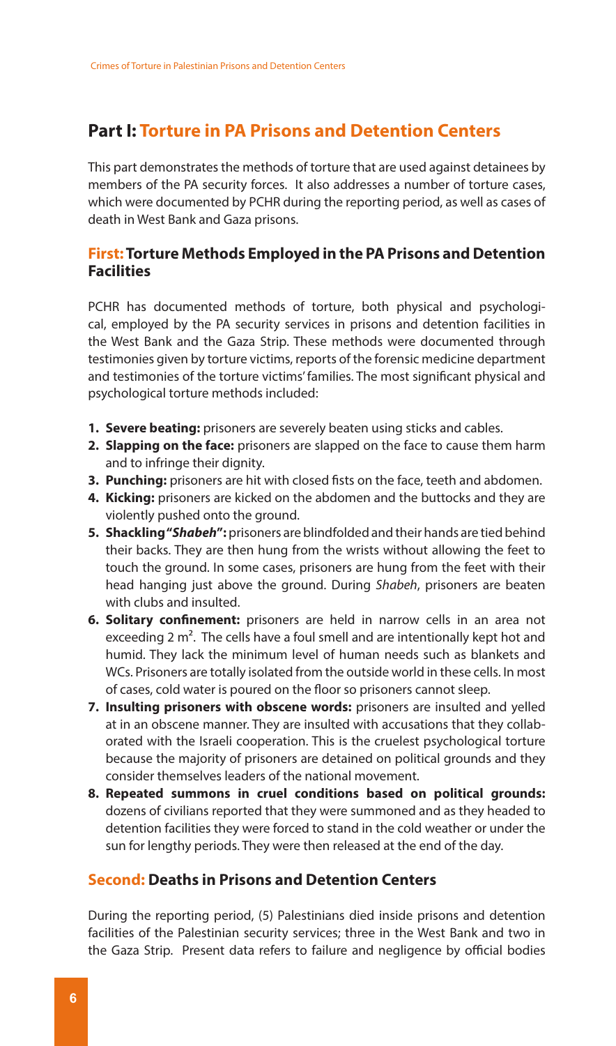## Part I: Torture in PA Prisons and Detention Centers

This part demonstrates the methods of torture that are used against detainees by members of the PA security forces. It also addresses a number of torture cases, which were documented by PCHR during the reporting period, as well as cases of death in West Bank and Gaza prisons.

### First: Torture Methods Employed in the PA Prisons and Detention Facilities

PCHR has documented methods of torture, both physical and psychological, employed by the PA security services in prisons and detention facilities in the West Bank and the Gaza Strip. These methods were documented through testimonies given by torture victims, reports of the forensic medicine department and testimonies of the torture victims' families. The most significant physical and psychological torture methods included:

1. **Severe beating:** prisoners are severely beaten using sticks and cables.
2. **Slapping on the face:** prisoners are slapped on the face to cause them harm and to infringe their dignity.
3. **Punching:** prisoners are hit with closed fists on the face, teeth and abdomen.
4. **Kicking:** prisoners are kicked on the abdomen and the buttocks and they are violently pushed onto the ground.
5. **Shackling "*Shabeh*":** prisoners are blindfolded and their hands are tied behind their backs. They are then hung from the wrists without allowing the feet to touch the ground. In some cases, prisoners are hung from the feet with their head hanging just above the ground. During *Shabeh*, prisoners are beaten with clubs and insulted.
6. **Solitary confinement:** prisoners are held in narrow cells in an area not exceeding 2 $m^2$. The cells have a foul smell and are intentionally kept hot and humid. They lack the minimum level of human needs such as blankets and WCs. Prisoners are totally isolated from the outside world in these cells. In most of cases, cold water is poured on the floor so prisoners cannot sleep.
7. **Insulting prisoners with obscene words:** prisoners are insulted and yelled at in an obscene manner. They are insulted with accusations that they collaborated with the Israeli cooperation. This is the cruelest psychological torture because the majority of prisoners are detained on political grounds and they consider themselves leaders of the national movement.
8. **Repeated summons in cruel conditions based on political grounds:** dozens of civilians reported that they were summoned and as they headed to detention facilities they were forced to stand in the cold weather or under the sun for lengthy periods. They were then released at the end of the day.

### Second: Deaths in Prisons and Detention Centers

During the reporting period, (5) Palestinians died inside prisons and detention facilities of the Palestinian security services; three in the West Bank and two in the Gaza Strip. Present data refers to failure and negligence by official bodies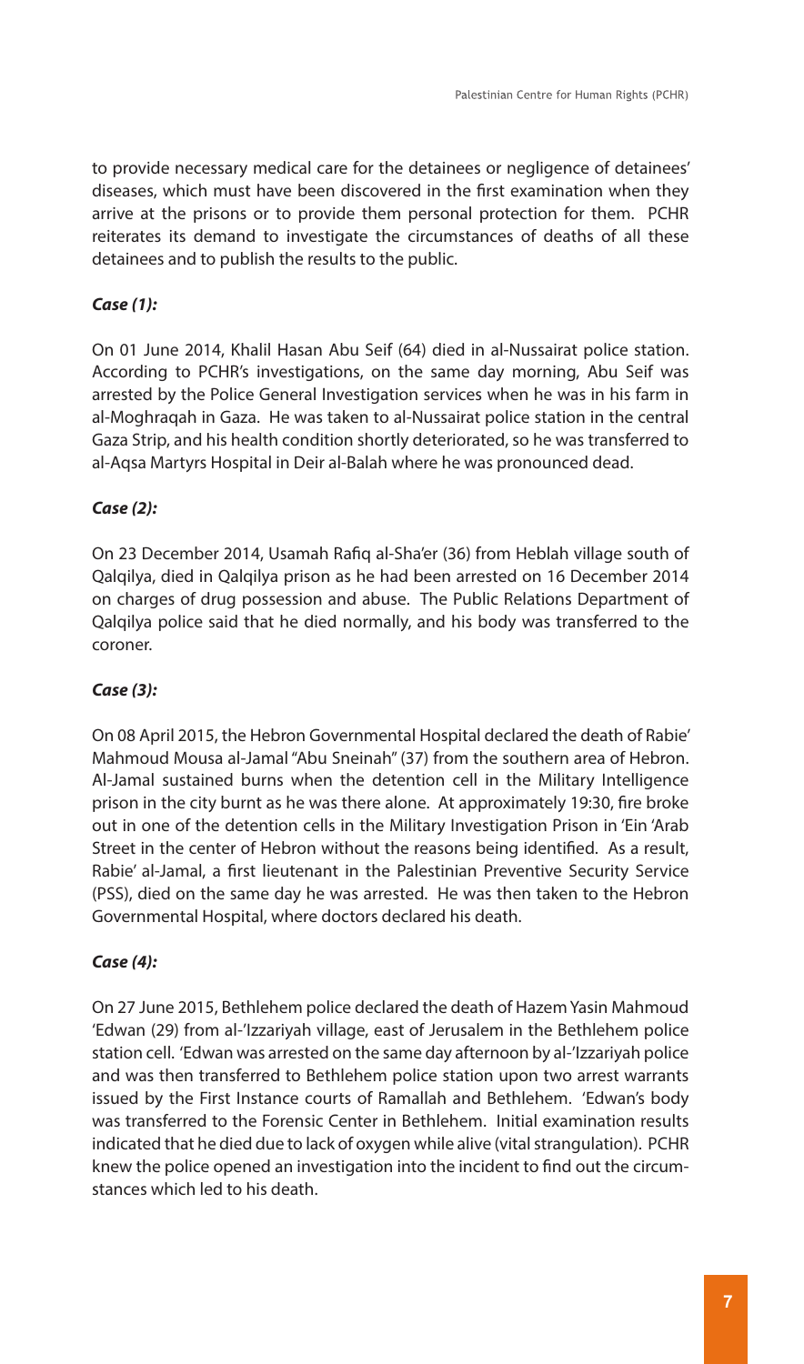to provide necessary medical care for the detainees or negligence of detainees' diseases, which must have been discovered in the first examination when they arrive at the prisons or to provide them personal protection for them. PCHR reiterates its demand to investigate the circumstances of deaths of all these detainees and to publish the results to the public.

***Case (1):***

On 01 June 2014, Khalil Hasan Abu Seif (64) died in al-Nussairat police station. According to PCHR's investigations, on the same day morning, Abu Seif was arrested by the Police General Investigation services when he was in his farm in al-Moghraqah in Gaza. He was taken to al-Nussairat police station in the central Gaza Strip, and his health condition shortly deteriorated, so he was transferred to al-Aqsa Martyrs Hospital in Deir al-Balah where he was pronounced dead.

***Case (2):***

On 23 December 2014, Usamah Rafiq al-Sha'er (36) from Heblah village south of Qalqilya, died in Qalqilya prison as he had been arrested on 16 December 2014 on charges of drug possession and abuse. The Public Relations Department of Qalqilya police said that he died normally, and his body was transferred to the coroner.

***Case (3):***

On 08 April 2015, the Hebron Governmental Hospital declared the death of Rabie' Mahmoud Mousa al-Jamal "Abu Sneinah" (37) from the southern area of Hebron. Al-Jamal sustained burns when the detention cell in the Military Intelligence prison in the city burnt as he was there alone. At approximately 19:30, fire broke out in one of the detention cells in the Military Investigation Prison in 'Ein 'Arab Street in the center of Hebron without the reasons being identified. As a result, Rabie' al-Jamal, a first lieutenant in the Palestinian Preventive Security Service (PSS), died on the same day he was arrested. He was then taken to the Hebron Governmental Hospital, where doctors declared his death.

***Case (4):***

On 27 June 2015, Bethlehem police declared the death of Hazem Yasin Mahmoud 'Edwan (29) from al-'Izzariyah village, east of Jerusalem in the Bethlehem police station cell. 'Edwan was arrested on the same day afternoon by al-'Izzariyah police and was then transferred to Bethlehem police station upon two arrest warrants issued by the First Instance courts of Ramallah and Bethlehem. 'Edwan's body was transferred to the Forensic Center in Bethlehem. Initial examination results indicated that he died due to lack of oxygen while alive (vital strangulation). PCHR knew the police opened an investigation into the incident to find out the circumstances which led to his death.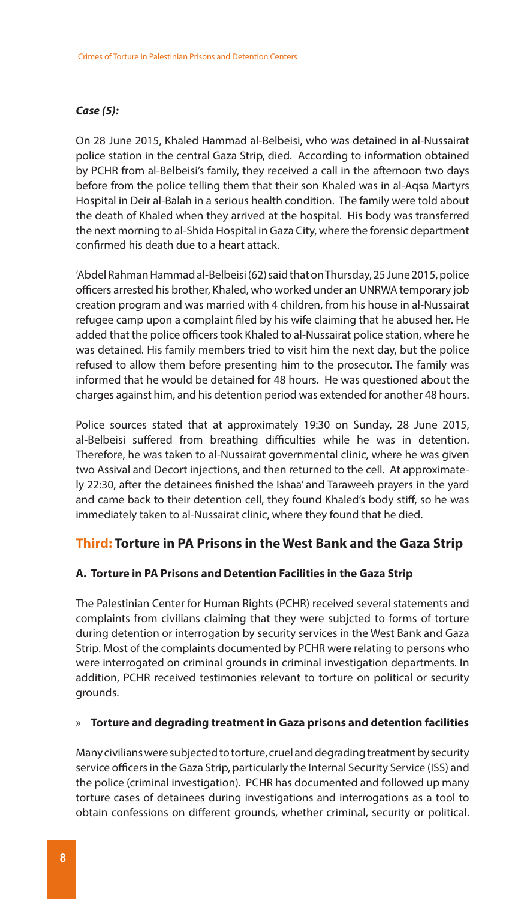***Case (5):***

On 28 June 2015, Khaled Hammad al-Belbeisi, who was detained in al-Nussairat police station in the central Gaza Strip, died. According to information obtained by PCHR from al-Belbeisi's family, they received a call in the afternoon two days before from the police telling them that their son Khaled was in al-Aqsa Martyrs Hospital in Deir al-Balah in a serious health condition. The family were told about the death of Khaled when they arrived at the hospital. His body was transferred the next morning to al-Shida Hospital in Gaza City, where the forensic department confirmed his death due to a heart attack.

'Abdel Rahman Hammad al-Belbeisi (62) said that on Thursday, 25 June 2015, police officers arrested his brother, Khaled, who worked under an UNRWA temporary job creation program and was married with 4 children, from his house in al-Nussairat refugee camp upon a complaint filed by his wife claiming that he abused her. He added that the police officers took Khaled to al-Nussairat police station, where he was detained. His family members tried to visit him the next day, but the police refused to allow them before presenting him to the prosecutor. The family was informed that he would be detained for 48 hours. He was questioned about the charges against him, and his detention period was extended for another 48 hours.

Police sources stated that at approximately 19:30 on Sunday, 28 June 2015, al-Belbeisi suffered from breathing difficulties while he was in detention. Therefore, he was taken to al-Nussairat governmental clinic, where he was given two Assival and Decort injections, and then returned to the cell. At approximately 22:30, after the detainees finished the Ishaa' and Taraweeh prayers in the yard and came back to their detention cell, they found Khaled's body stiff, so he was immediately taken to al-Nussairat clinic, where they found that he died.

## Third: Torture in PA Prisons in the West Bank and the Gaza Strip

### A. Torture in PA Prisons and Detention Facilities in the Gaza Strip

The Palestinian Center for Human Rights (PCHR) received several statements and complaints from civilians claiming that they were subjcted to forms of torture during detention or interrogation by security services in the West Bank and Gaza Strip. Most of the complaints documented by PCHR were relating to persons who were interrogated on criminal grounds in criminal investigation departments. In addition, PCHR received testimonies relevant to torture on political or security grounds.

#### » Torture and degrading treatment in Gaza prisons and detention facilities

Many civilians were subjected to torture, cruel and degrading treatment by security service officers in the Gaza Strip, particularly the Internal Security Service (ISS) and the police (criminal investigation). PCHR has documented and followed up many torture cases of detainees during investigations and interrogations as a tool to obtain confessions on different grounds, whether criminal, security or political.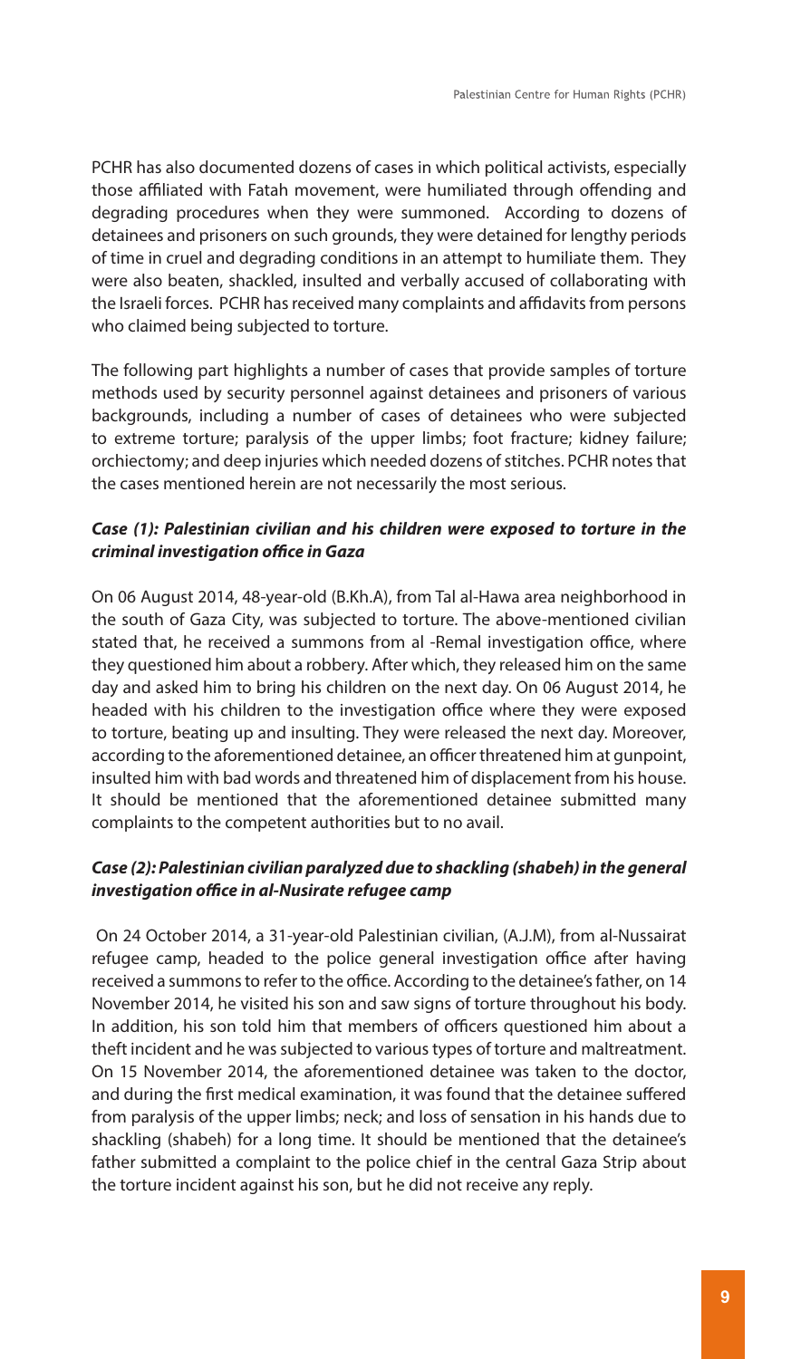PCHR has also documented dozens of cases in which political activists, especially those affiliated with Fatah movement, were humiliated through offending and degrading procedures when they were summoned. According to dozens of detainees and prisoners on such grounds, they were detained for lengthy periods of time in cruel and degrading conditions in an attempt to humiliate them. They were also beaten, shackled, insulted and verbally accused of collaborating with the Israeli forces. PCHR has received many complaints and affidavits from persons who claimed being subjected to torture.

The following part highlights a number of cases that provide samples of torture methods used by security personnel against detainees and prisoners of various backgrounds, including a number of cases of detainees who were subjected to extreme torture; paralysis of the upper limbs; foot fracture; kidney failure; orchiectomy; and deep injuries which needed dozens of stitches. PCHR notes that the cases mentioned herein are not necessarily the most serious.

***Case (1): Palestinian civilian and his children were exposed to torture in the criminal investigation office in Gaza***

On 06 August 2014, 48-year-old (B.Kh.A), from Tal al-Hawa area neighborhood in the south of Gaza City, was subjected to torture. The above-mentioned civilian stated that, he received a summons from al -Remal investigation office, where they questioned him about a robbery. After which, they released him on the same day and asked him to bring his children on the next day. On 06 August 2014, he headed with his children to the investigation office where they were exposed to torture, beating up and insulting. They were released the next day. Moreover, according to the aforementioned detainee, an officer threatened him at gunpoint, insulted him with bad words and threatened him of displacement from his house. It should be mentioned that the aforementioned detainee submitted many complaints to the competent authorities but to no avail.

***Case (2): Palestinian civilian paralyzed due to shackling (shabeh) in the general investigation office in al-Nusirate refugee camp***

On 24 October 2014, a 31-year-old Palestinian civilian, (A.J.M), from al-Nussairat refugee camp, headed to the police general investigation office after having received a summons to refer to the office. According to the detainee's father, on 14 November 2014, he visited his son and saw signs of torture throughout his body. In addition, his son told him that members of officers questioned him about a theft incident and he was subjected to various types of torture and maltreatment. On 15 November 2014, the aforementioned detainee was taken to the doctor, and during the first medical examination, it was found that the detainee suffered from paralysis of the upper limbs; neck; and loss of sensation in his hands due to shackling (shabeh) for a long time. It should be mentioned that the detainee's father submitted a complaint to the police chief in the central Gaza Strip about the torture incident against his son, but he did not receive any reply.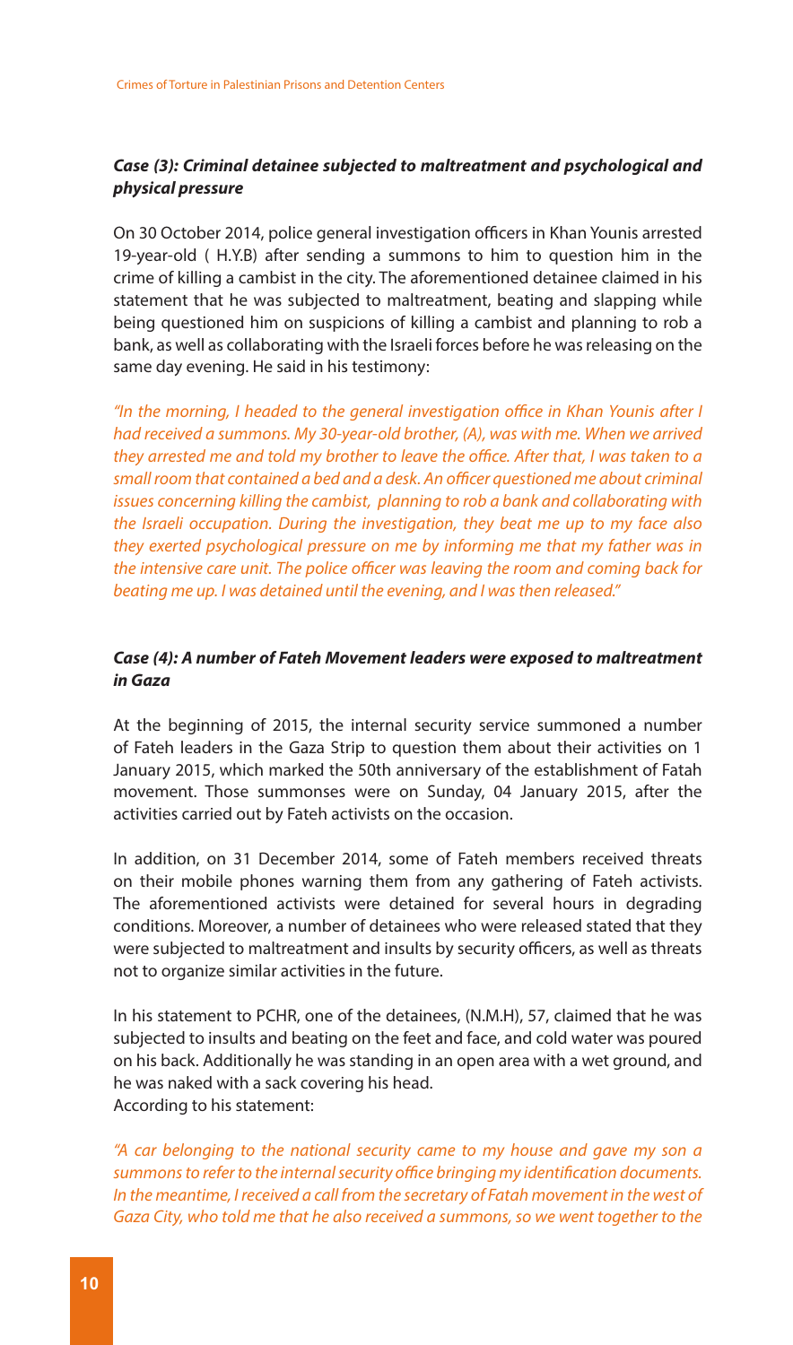### *Case (3): Criminal detainee subjected to maltreatment and psychological and physical pressure*

On 30 October 2014, police general investigation officers in Khan Younis arrested 19-year-old ( H.Y.B) after sending a summons to him to question him in the crime of killing a cambist in the city. The aforementioned detainee claimed in his statement that he was subjected to maltreatment, beating and slapping while being questioned him on suspicions of killing a cambist and planning to rob a bank, as well as collaborating with the Israeli forces before he was releasing on the same day evening. He said in his testimony:

*"In the morning, I headed to the general investigation office in Khan Younis after I had received a summons. My 30-year-old brother, (A), was with me. When we arrived they arrested me and told my brother to leave the office. After that, I was taken to a small room that contained a bed and a desk. An officer questioned me about criminal issues concerning killing the cambist, planning to rob a bank and collaborating with the Israeli occupation. During the investigation, they beat me up to my face also they exerted psychological pressure on me by informing me that my father was in the intensive care unit. The police officer was leaving the room and coming back for beating me up. I was detained until the evening, and I was then released."*

### *Case (4): A number of Fateh Movement leaders were exposed to maltreatment in Gaza*

At the beginning of 2015, the internal security service summoned a number of Fateh leaders in the Gaza Strip to question them about their activities on 1 January 2015, which marked the 50th anniversary of the establishment of Fatah movement. Those summonses were on Sunday, 04 January 2015, after the activities carried out by Fateh activists on the occasion.

In addition, on 31 December 2014, some of Fateh members received threats on their mobile phones warning them from any gathering of Fateh activists. The aforementioned activists were detained for several hours in degrading conditions. Moreover, a number of detainees who were released stated that they were subjected to maltreatment and insults by security officers, as well as threats not to organize similar activities in the future.

In his statement to PCHR, one of the detainees, (N.M.H), 57, claimed that he was subjected to insults and beating on the feet and face, and cold water was poured on his back. Additionally he was standing in an open area with a wet ground, and he was naked with a sack covering his head.
According to his statement:

*"A car belonging to the national security came to my house and gave my son a summons to refer to the internal security office bringing my identification documents. In the meantime, I received a call from the secretary of Fatah movement in the west of Gaza City, who told me that he also received a summons, so we went together to the*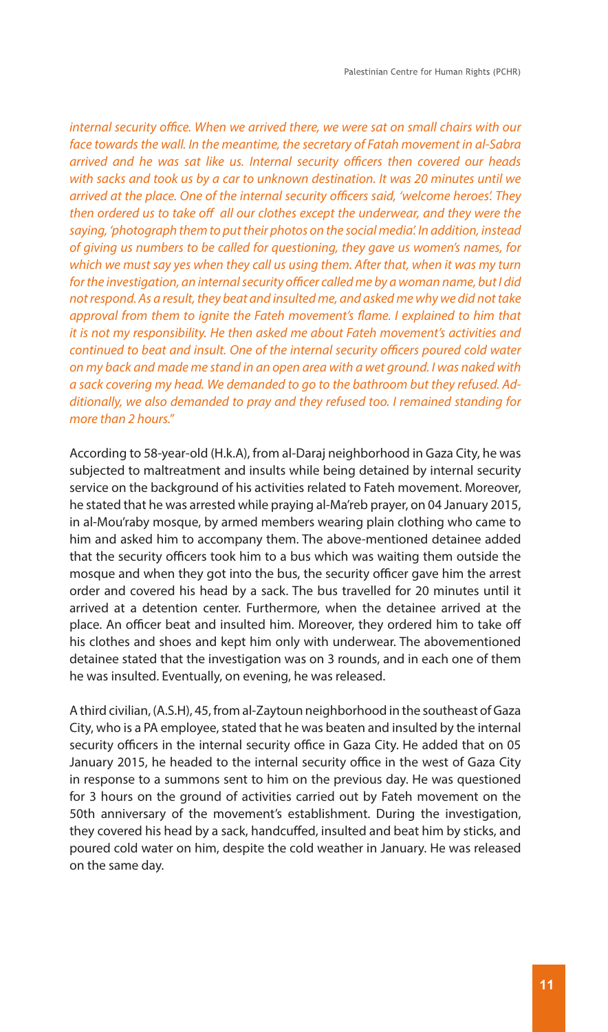*internal security office. When we arrived there, we were sat on small chairs with our face towards the wall. In the meantime, the secretary of Fatah movement in al-Sabra arrived and he was sat like us. Internal security officers then covered our heads with sacks and took us by a car to unknown destination. It was 20 minutes until we arrived at the place. One of the internal security officers said, 'welcome heroes'. They then ordered us to take off all our clothes except the underwear, and they were the saying, 'photograph them to put their photos on the social media'. In addition, instead of giving us numbers to be called for questioning, they gave us women's names, for which we must say yes when they call us using them. After that, when it was my turn for the investigation, an internal security officer called me by a woman name, but I did not respond. As a result, they beat and insulted me, and asked me why we did not take approval from them to ignite the Fateh movement's flame. I explained to him that it is not my responsibility. He then asked me about Fateh movement's activities and continued to beat and insult. One of the internal security officers poured cold water on my back and made me stand in an open area with a wet ground. I was naked with a sack covering my head. We demanded to go to the bathroom but they refused. Additionally, we also demanded to pray and they refused too. I remained standing for more than 2 hours."*

According to 58-year-old (H.k.A), from al-Daraj neighborhood in Gaza City, he was subjected to maltreatment and insults while being detained by internal security service on the background of his activities related to Fateh movement. Moreover, he stated that he was arrested while praying al-Ma'reb prayer, on 04 January 2015, in al-Mou'raby mosque, by armed members wearing plain clothing who came to him and asked him to accompany them. The above-mentioned detainee added that the security officers took him to a bus which was waiting them outside the mosque and when they got into the bus, the security officer gave him the arrest order and covered his head by a sack. The bus travelled for 20 minutes until it arrived at a detention center. Furthermore, when the detainee arrived at the place. An officer beat and insulted him. Moreover, they ordered him to take off his clothes and shoes and kept him only with underwear. The abovementioned detainee stated that the investigation was on 3 rounds, and in each one of them he was insulted. Eventually, on evening, he was released.

A third civilian, (A.S.H), 45, from al-Zaytoun neighborhood in the southeast of Gaza City, who is a PA employee, stated that he was beaten and insulted by the internal security officers in the internal security office in Gaza City. He added that on 05 January 2015, he headed to the internal security office in the west of Gaza City in response to a summons sent to him on the previous day. He was questioned for 3 hours on the ground of activities carried out by Fateh movement on the 50th anniversary of the movement's establishment. During the investigation, they covered his head by a sack, handcuffed, insulted and beat him by sticks, and poured cold water on him, despite the cold weather in January. He was released on the same day.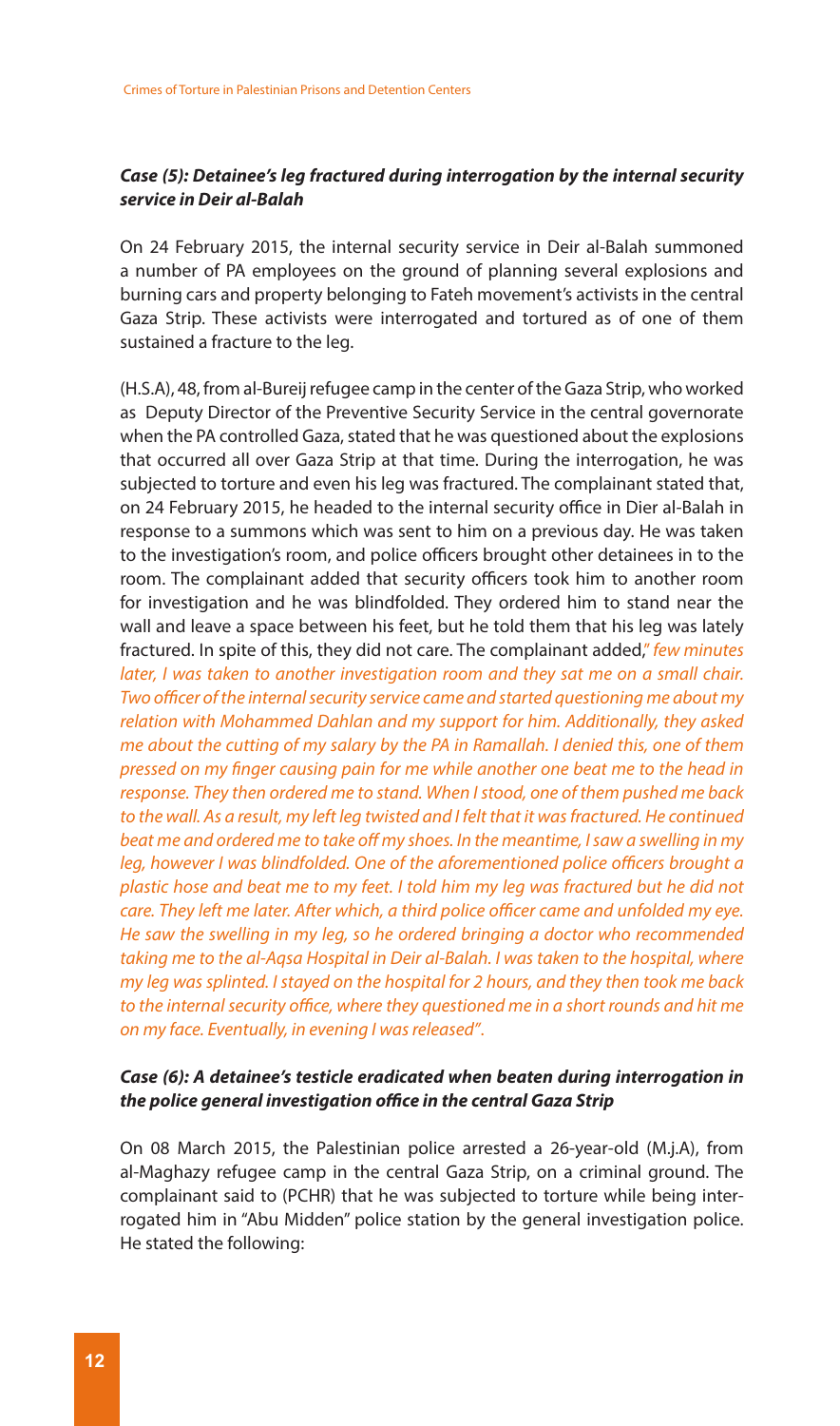### *Case (5): Detainee's leg fractured during interrogation by the internal security service in Deir al-Balah*

On 24 February 2015, the internal security service in Deir al-Balah summoned a number of PA employees on the ground of planning several explosions and burning cars and property belonging to Fateh movement's activists in the central Gaza Strip. These activists were interrogated and tortured as of one of them sustained a fracture to the leg.

(H.S.A), 48, from al-Bureij refugee camp in the center of the Gaza Strip, who worked as Deputy Director of the Preventive Security Service in the central governorate when the PA controlled Gaza, stated that he was questioned about the explosions that occurred all over Gaza Strip at that time. During the interrogation, he was subjected to torture and even his leg was fractured. The complainant stated that, on 24 February 2015, he headed to the internal security office in Dier al-Balah in response to a summons which was sent to him on a previous day. He was taken to the investigation's room, and police officers brought other detainees in to the room. The complainant added that security officers took him to another room for investigation and he was blindfolded. They ordered him to stand near the wall and leave a space between his feet, but he told them that his leg was lately fractured. In spite of this, they did not care. The complainant added," *few minutes later, I was taken to another investigation room and they sat me on a small chair. Two officer of the internal security service came and started questioning me about my relation with Mohammed Dahlan and my support for him. Additionally, they asked me about the cutting of my salary by the PA in Ramallah. I denied this, one of them pressed on my finger causing pain for me while another one beat me to the head in response. They then ordered me to stand. When I stood, one of them pushed me back to the wall. As a result, my left leg twisted and I felt that it was fractured. He continued beat me and ordered me to take off my shoes. In the meantime, I saw a swelling in my leg, however I was blindfolded. One of the aforementioned police officers brought a plastic hose and beat me to my feet. I told him my leg was fractured but he did not care. They left me later. After which, a third police officer came and unfolded my eye. He saw the swelling in my leg, so he ordered bringing a doctor who recommended taking me to the al-Aqsa Hospital in Deir al-Balah. I was taken to the hospital, where my leg was splinted. I stayed on the hospital for 2 hours, and they then took me back to the internal security office, where they questioned me in a short rounds and hit me on my face. Eventually, in evening I was released".*

### *Case (6): A detainee's testicle eradicated when beaten during interrogation in the police general investigation office in the central Gaza Strip*

On 08 March 2015, the Palestinian police arrested a 26-year-old (M.j.A), from al-Maghazy refugee camp in the central Gaza Strip, on a criminal ground. The complainant said to (PCHR) that he was subjected to torture while being interrogated him in "Abu Midden" police station by the general investigation police. He stated the following: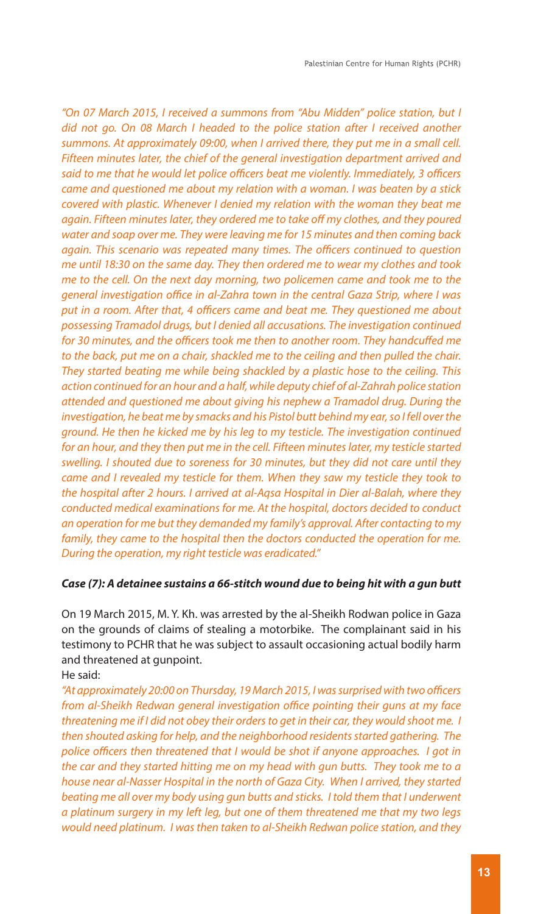*"On 07 March 2015, I received a summons from "Abu Midden" police station, but I did not go. On 08 March I headed to the police station after I received another summons. At approximately 09:00, when I arrived there, they put me in a small cell. Fifteen minutes later, the chief of the general investigation department arrived and said to me that he would let police officers beat me violently. Immediately, 3 officers came and questioned me about my relation with a woman. I was beaten by a stick covered with plastic. Whenever I denied my relation with the woman they beat me again. Fifteen minutes later, they ordered me to take off my clothes, and they poured water and soap over me. They were leaving me for 15 minutes and then coming back again. This scenario was repeated many times. The officers continued to question me until 18:30 on the same day. They then ordered me to wear my clothes and took me to the cell. On the next day morning, two policemen came and took me to the general investigation office in al-Zahra town in the central Gaza Strip, where I was put in a room. After that, 4 officers came and beat me. They questioned me about possessing Tramadol drugs, but I denied all accusations. The investigation continued for 30 minutes, and the officers took me then to another room. They handcuffed me to the back, put me on a chair, shackled me to the ceiling and then pulled the chair. They started beating me while being shackled by a plastic hose to the ceiling. This action continued for an hour and a half, while deputy chief of al-Zahrah police station attended and questioned me about giving his nephew a Tramadol drug. During the investigation, he beat me by smacks and his Pistol butt behind my ear, so I fell over the ground. He then he kicked me by his leg to my testicle. The investigation continued for an hour, and they then put me in the cell. Fifteen minutes later, my testicle started swelling. I shouted due to soreness for 30 minutes, but they did not care until they came and I revealed my testicle for them. When they saw my testicle they took to the hospital after 2 hours. I arrived at al-Aqsa Hospital in Dier al-Balah, where they conducted medical examinations for me. At the hospital, doctors decided to conduct an operation for me but they demanded my family's approval. After contacting to my family, they came to the hospital then the doctors conducted the operation for me. During the operation, my right testicle was eradicated."*

***Case (7): A detainee sustains a 66-stitch wound due to being hit with a gun butt***

On 19 March 2015, M. Y. Kh. was arrested by the al-Sheikh Rodwan police in Gaza on the grounds of claims of stealing a motorbike. The complainant said in his testimony to PCHR that he was subject to assault occasioning actual bodily harm and threatened at gunpoint.

He said:

*"At approximately 20:00 on Thursday, 19 March 2015, I was surprised with two officers from al-Sheikh Redwan general investigation office pointing their guns at my face threatening me if I did not obey their orders to get in their car, they would shoot me. I then shouted asking for help, and the neighborhood residents started gathering. The police officers then threatened that I would be shot if anyone approaches. I got in the car and they started hitting me on my head with gun butts. They took me to a house near al-Nasser Hospital in the north of Gaza City. When I arrived, they started beating me all over my body using gun butts and sticks. I told them that I underwent a platinum surgery in my left leg, but one of them threatened me that my two legs would need platinum. I was then taken to al-Sheikh Redwan police station, and they*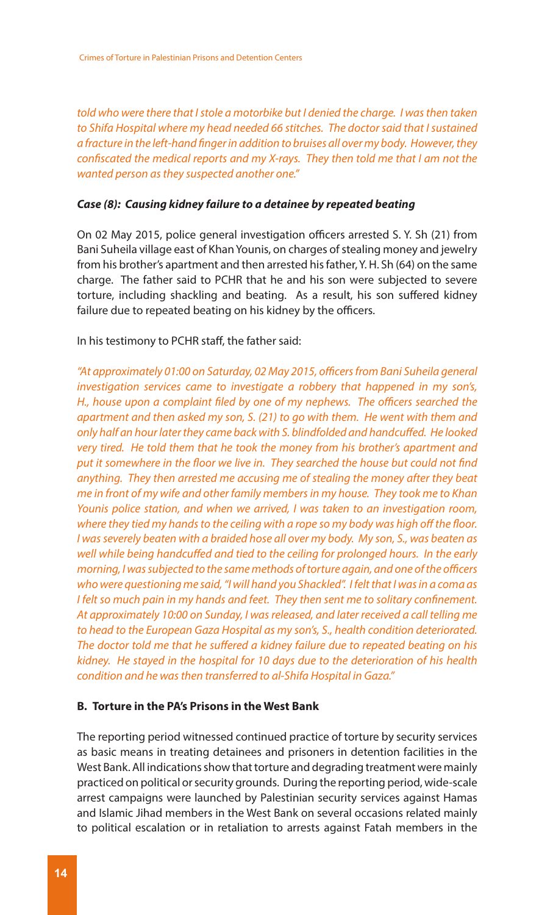*told who were there that I stole a motorbike but I denied the charge. I was then taken to Shifa Hospital where my head needed 66 stitches. The doctor said that I sustained a fracture in the left-hand finger in addition to bruises all over my body. However, they confiscated the medical reports and my X-rays. They then told me that I am not the wanted person as they suspected another one."*

#### *Case (8): Causing kidney failure to a detainee by repeated beating*

On 02 May 2015, police general investigation officers arrested S. Y. Sh (21) from Bani Suheila village east of Khan Younis, on charges of stealing money and jewelry from his brother's apartment and then arrested his father, Y. H. Sh (64) on the same charge. The father said to PCHR that he and his son were subjected to severe torture, including shackling and beating. As a result, his son suffered kidney failure due to repeated beating on his kidney by the officers.

In his testimony to PCHR staff, the father said:

*"At approximately 01:00 on Saturday, 02 May 2015, officers from Bani Suheila general investigation services came to investigate a robbery that happened in my son's, H., house upon a complaint filed by one of my nephews. The officers searched the apartment and then asked my son, S. (21) to go with them. He went with them and only half an hour later they came back with S. blindfolded and handcuffed. He looked very tired. He told them that he took the money from his brother's apartment and put it somewhere in the floor we live in. They searched the house but could not find anything. They then arrested me accusing me of stealing the money after they beat me in front of my wife and other family members in my house. They took me to Khan Younis police station, and when we arrived, I was taken to an investigation room, where they tied my hands to the ceiling with a rope so my body was high off the floor. I was severely beaten with a braided hose all over my body. My son, S., was beaten as well while being handcuffed and tied to the ceiling for prolonged hours. In the early morning, I was subjected to the same methods of torture again, and one of the officers who were questioning me said, "I will hand you Shackled". I felt that I was in a coma as I felt so much pain in my hands and feet. They then sent me to solitary confinement. At approximately 10:00 on Sunday, I was released, and later received a call telling me to head to the European Gaza Hospital as my son's, S., health condition deteriorated. The doctor told me that he suffered a kidney failure due to repeated beating on his kidney. He stayed in the hospital for 10 days due to the deterioration of his health condition and he was then transferred to al-Shifa Hospital in Gaza."*

### B. Torture in the PA's Prisons in the West Bank

The reporting period witnessed continued practice of torture by security services as basic means in treating detainees and prisoners in detention facilities in the West Bank. All indications show that torture and degrading treatment were mainly practiced on political or security grounds. During the reporting period, wide-scale arrest campaigns were launched by Palestinian security services against Hamas and Islamic Jihad members in the West Bank on several occasions related mainly to political escalation or in retaliation to arrests against Fatah members in the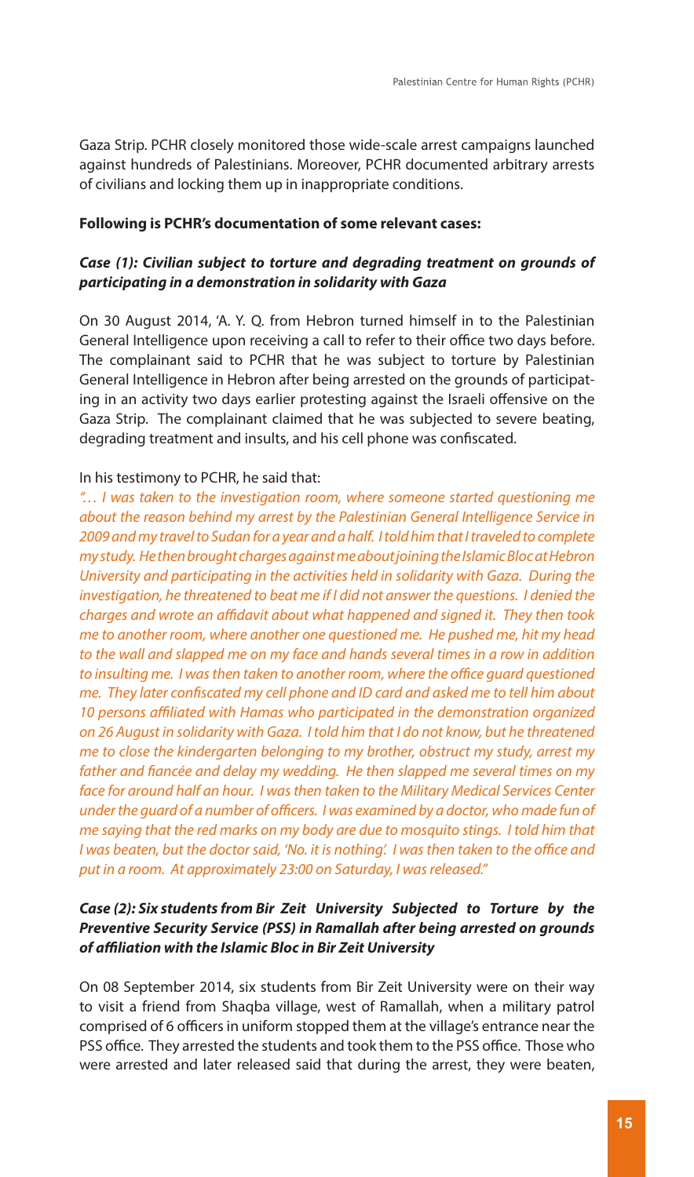Gaza Strip. PCHR closely monitored those wide-scale arrest campaigns launched against hundreds of Palestinians. Moreover, PCHR documented arbitrary arrests of civilians and locking them up in inappropriate conditions.

**Following is PCHR's documentation of some relevant cases:**

***Case (1): Civilian subject to torture and degrading treatment on grounds of participating in a demonstration in solidarity with Gaza***

On 30 August 2014, 'A. Y. Q. from Hebron turned himself in to the Palestinian General Intelligence upon receiving a call to refer to their office two days before. The complainant said to PCHR that he was subject to torture by Palestinian General Intelligence in Hebron after being arrested on the grounds of participating in an activity two days earlier protesting against the Israeli offensive on the Gaza Strip. The complainant claimed that he was subjected to severe beating, degrading treatment and insults, and his cell phone was confiscated.

In his testimony to PCHR, he said that:

*"… I was taken to the investigation room, where someone started questioning me about the reason behind my arrest by the Palestinian General Intelligence Service in 2009 and my travel to Sudan for a year and a half. I told him that I traveled to complete my study. He then brought charges against me about joining the Islamic Bloc at Hebron University and participating in the activities held in solidarity with Gaza. During the investigation, he threatened to beat me if I did not answer the questions. I denied the charges and wrote an affidavit about what happened and signed it. They then took me to another room, where another one questioned me. He pushed me, hit my head to the wall and slapped me on my face and hands several times in a row in addition to insulting me. I was then taken to another room, where the office guard questioned me. They later confiscated my cell phone and ID card and asked me to tell him about 10 persons affiliated with Hamas who participated in the demonstration organized on 26 August in solidarity with Gaza. I told him that I do not know, but he threatened me to close the kindergarten belonging to my brother, obstruct my study, arrest my father and fiancée and delay my wedding. He then slapped me several times on my face for around half an hour. I was then taken to the Military Medical Services Center under the guard of a number of officers. I was examined by a doctor, who made fun of me saying that the red marks on my body are due to mosquito stings. I told him that I was beaten, but the doctor said, 'No. it is nothing'. I was then taken to the office and put in a room. At approximately 23:00 on Saturday, I was released."*

***Case (2): Six students from Bir Zeit University Subjected to Torture by the Preventive Security Service (PSS) in Ramallah after being arrested on grounds of affiliation with the Islamic Bloc in Bir Zeit University***

On 08 September 2014, six students from Bir Zeit University were on their way to visit a friend from Shaqba village, west of Ramallah, when a military patrol comprised of 6 officers in uniform stopped them at the village's entrance near the PSS office. They arrested the students and took them to the PSS office. Those who were arrested and later released said that during the arrest, they were beaten,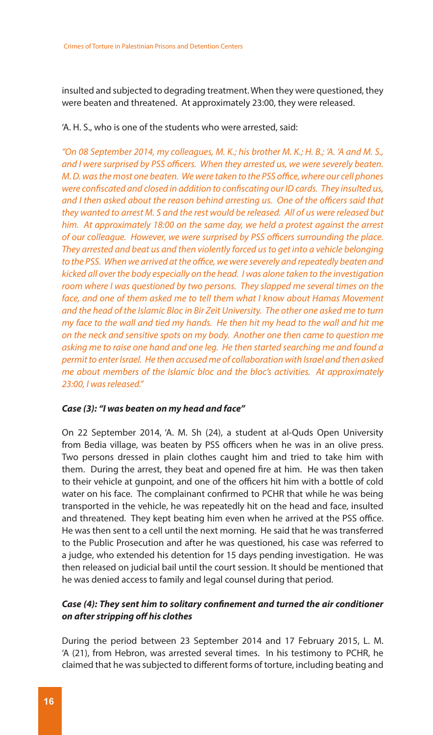insulted and subjected to degrading treatment. When they were questioned, they were beaten and threatened. At approximately 23:00, they were released.

'A. H. S., who is one of the students who were arrested, said:

*"On 08 September 2014, my colleagues, M. K.; his brother M. K.; H. B.; 'A. 'A and M. S., and I were surprised by PSS officers. When they arrested us, we were severely beaten. M. D. was the most one beaten. We were taken to the PSS office, where our cell phones were confiscated and closed in addition to confiscating our ID cards. They insulted us, and I then asked about the reason behind arresting us. One of the officers said that they wanted to arrest M. S and the rest would be released. All of us were released but him. At approximately 18:00 on the same day, we held a protest against the arrest of our colleague. However, we were surprised by PSS officers surrounding the place. They arrested and beat us and then violently forced us to get into a vehicle belonging to the PSS. When we arrived at the office, we were severely and repeatedly beaten and kicked all over the body especially on the head. I was alone taken to the investigation room where I was questioned by two persons. They slapped me several times on the face, and one of them asked me to tell them what I know about Hamas Movement and the head of the Islamic Bloc in Bir Zeit University. The other one asked me to turn my face to the wall and tied my hands. He then hit my head to the wall and hit me on the neck and sensitive spots on my body. Another one then came to question me asking me to raise one hand and one leg. He then started searching me and found a permit to enter Israel. He then accused me of collaboration with Israel and then asked me about members of the Islamic bloc and the bloc's activities. At approximately 23:00, I was released."*

### *Case (3): "I was beaten on my head and face"*

On 22 September 2014, 'A. M. Sh (24), a student at al-Quds Open University from Bedia village, was beaten by PSS officers when he was in an olive press. Two persons dressed in plain clothes caught him and tried to take him with them. During the arrest, they beat and opened fire at him. He was then taken to their vehicle at gunpoint, and one of the officers hit him with a bottle of cold water on his face. The complainant confirmed to PCHR that while he was being transported in the vehicle, he was repeatedly hit on the head and face, insulted and threatened. They kept beating him even when he arrived at the PSS office. He was then sent to a cell until the next morning. He said that he was transferred to the Public Prosecution and after he was questioned, his case was referred to a judge, who extended his detention for 15 days pending investigation. He was then released on judicial bail until the court session. It should be mentioned that he was denied access to family and legal counsel during that period.

### *Case (4): They sent him to solitary confinement and turned the air conditioner on after stripping off his clothes*

During the period between 23 September 2014 and 17 February 2015, L. M. 'A (21), from Hebron, was arrested several times. In his testimony to PCHR, he claimed that he was subjected to different forms of torture, including beating and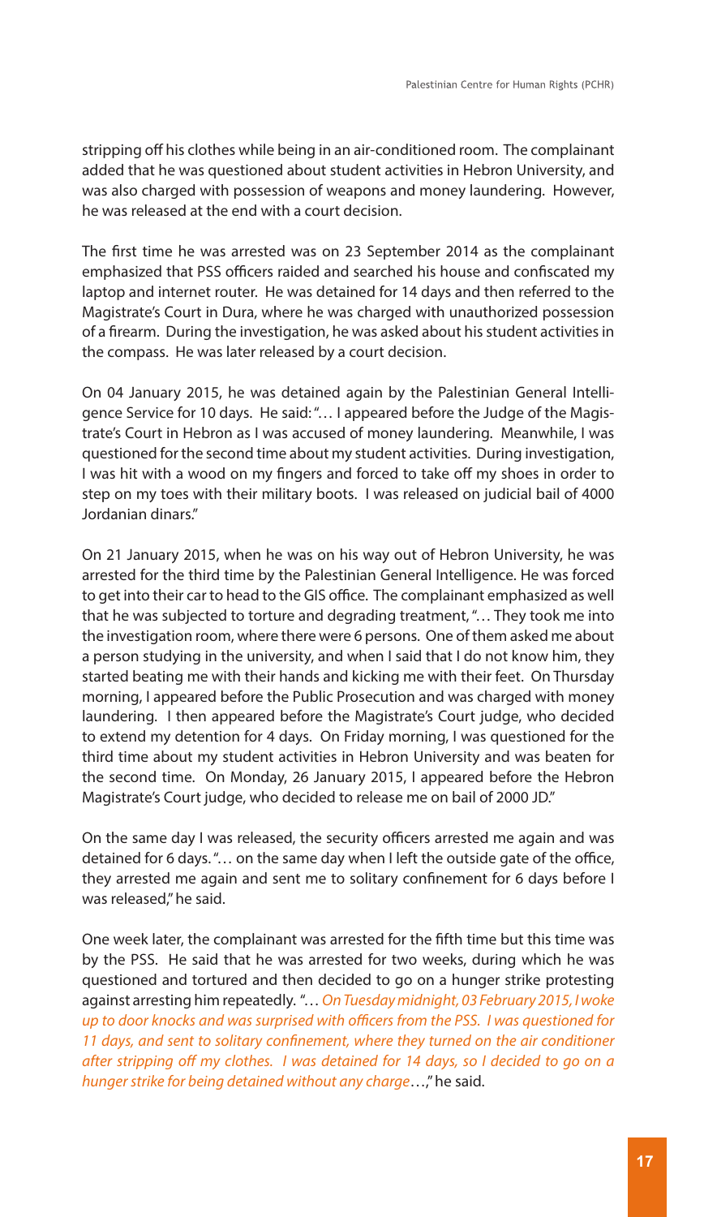stripping off his clothes while being in an air-conditioned room. The complainant added that he was questioned about student activities in Hebron University, and was also charged with possession of weapons and money laundering. However, he was released at the end with a court decision.

The first time he was arrested was on 23 September 2014 as the complainant emphasized that PSS officers raided and searched his house and confiscated my laptop and internet router. He was detained for 14 days and then referred to the Magistrate's Court in Dura, where he was charged with unauthorized possession of a firearm. During the investigation, he was asked about his student activities in the compass. He was later released by a court decision.

On 04 January 2015, he was detained again by the Palestinian General Intelligence Service for 10 days. He said: "… I appeared before the Judge of the Magistrate's Court in Hebron as I was accused of money laundering. Meanwhile, I was questioned for the second time about my student activities. During investigation, I was hit with a wood on my fingers and forced to take off my shoes in order to step on my toes with their military boots. I was released on judicial bail of 4000 Jordanian dinars."

On 21 January 2015, when he was on his way out of Hebron University, he was arrested for the third time by the Palestinian General Intelligence. He was forced to get into their car to head to the GIS office. The complainant emphasized as well that he was subjected to torture and degrading treatment, "… They took me into the investigation room, where there were 6 persons. One of them asked me about a person studying in the university, and when I said that I do not know him, they started beating me with their hands and kicking me with their feet. On Thursday morning, I appeared before the Public Prosecution and was charged with money laundering. I then appeared before the Magistrate's Court judge, who decided to extend my detention for 4 days. On Friday morning, I was questioned for the third time about my student activities in Hebron University and was beaten for the second time. On Monday, 26 January 2015, I appeared before the Hebron Magistrate's Court judge, who decided to release me on bail of 2000 JD."

On the same day I was released, the security officers arrested me again and was detained for 6 days. "… on the same day when I left the outside gate of the office, they arrested me again and sent me to solitary confinement for 6 days before I was released," he said.

One week later, the complainant was arrested for the fifth time but this time was by the PSS. He said that he was arrested for two weeks, during which he was questioned and tortured and then decided to go on a hunger strike protesting against arresting him repeatedly. "… *On Tuesday midnight, 03 February 2015, I woke up to door knocks and was surprised with officers from the PSS. I was questioned for 11 days, and sent to solitary confinement, where they turned on the air conditioner after stripping off my clothes. I was detained for 14 days, so I decided to go on a hunger strike for being detained without any charge*…," he said.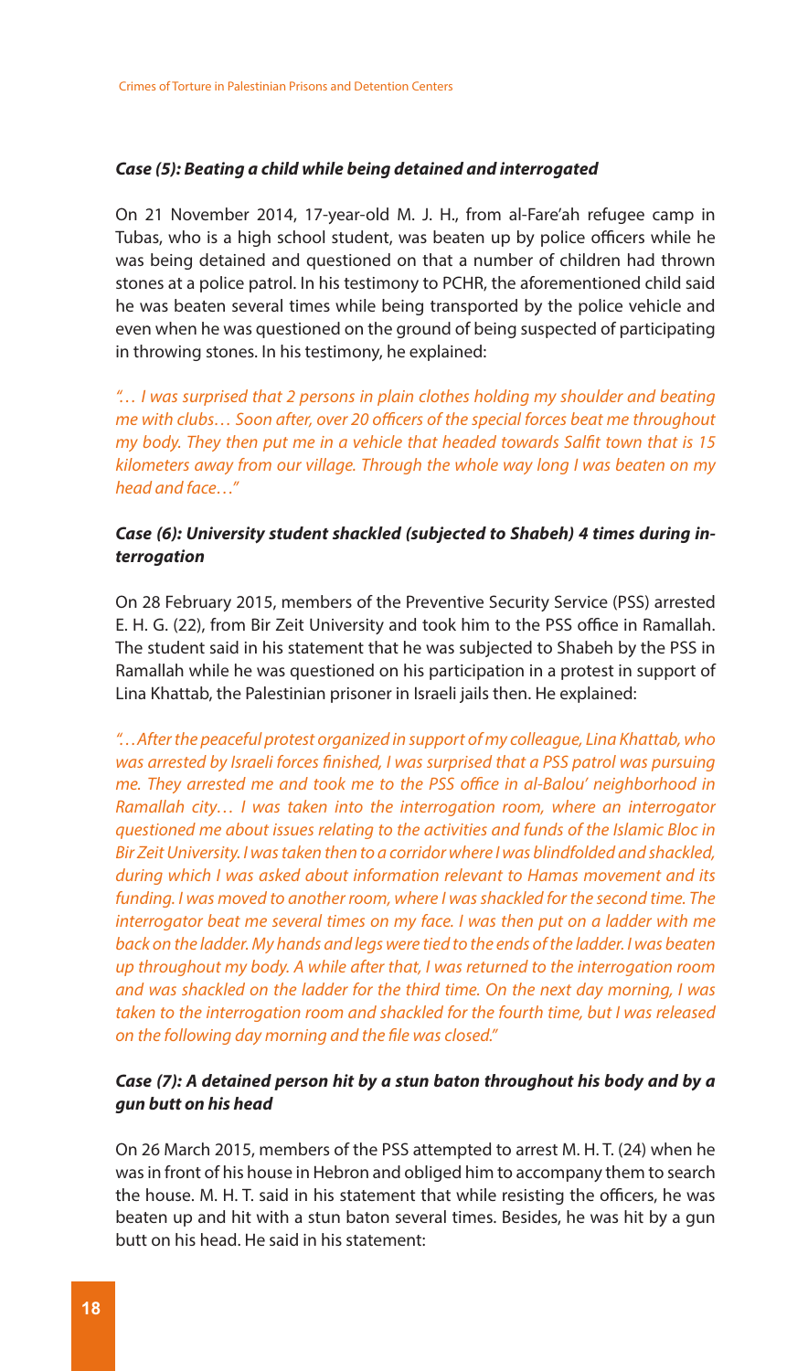***Case (5): Beating a child while being detained and interrogated***

On 21 November 2014, 17-year-old M. J. H., from al-Fare'ah refugee camp in Tubas, who is a high school student, was beaten up by police officers while he was being detained and questioned on that a number of children had thrown stones at a police patrol. In his testimony to PCHR, the aforementioned child said he was beaten several times while being transported by the police vehicle and even when he was questioned on the ground of being suspected of participating in throwing stones. In his testimony, he explained:

*"… I was surprised that 2 persons in plain clothes holding my shoulder and beating me with clubs… Soon after, over 20 officers of the special forces beat me throughout my body. They then put me in a vehicle that headed towards Salfit town that is 15 kilometers away from our village. Through the whole way long I was beaten on my head and face…"*

***Case (6): University student shackled (subjected to Shabeh) 4 times during interrogation***

On 28 February 2015, members of the Preventive Security Service (PSS) arrested E. H. G. (22), from Bir Zeit University and took him to the PSS office in Ramallah. The student said in his statement that he was subjected to Shabeh by the PSS in Ramallah while he was questioned on his participation in a protest in support of Lina Khattab, the Palestinian prisoner in Israeli jails then. He explained:

*"…After the peaceful protest organized in support of my colleague, Lina Khattab, who was arrested by Israeli forces finished, I was surprised that a PSS patrol was pursuing me. They arrested me and took me to the PSS office in al-Balou' neighborhood in Ramallah city… I was taken into the interrogation room, where an interrogator questioned me about issues relating to the activities and funds of the Islamic Bloc in Bir Zeit University. I was taken then to a corridor where I was blindfolded and shackled, during which I was asked about information relevant to Hamas movement and its funding. I was moved to another room, where I was shackled for the second time. The interrogator beat me several times on my face. I was then put on a ladder with me back on the ladder. My hands and legs were tied to the ends of the ladder. I was beaten up throughout my body. A while after that, I was returned to the interrogation room and was shackled on the ladder for the third time. On the next day morning, I was taken to the interrogation room and shackled for the fourth time, but I was released on the following day morning and the file was closed."*

***Case (7): A detained person hit by a stun baton throughout his body and by a gun butt on his head***

On 26 March 2015, members of the PSS attempted to arrest M. H. T. (24) when he was in front of his house in Hebron and obliged him to accompany them to search the house. M. H. T. said in his statement that while resisting the officers, he was beaten up and hit with a stun baton several times. Besides, he was hit by a gun butt on his head. He said in his statement: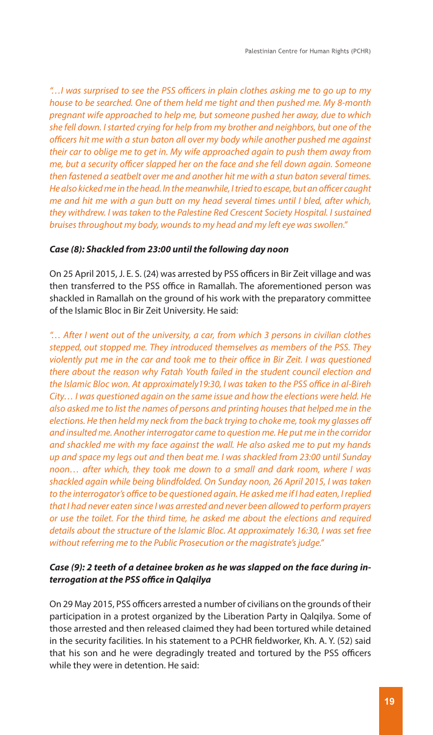*"…I was surprised to see the PSS officers in plain clothes asking me to go up to my house to be searched. One of them held me tight and then pushed me. My 8-month pregnant wife approached to help me, but someone pushed her away, due to which she fell down. I started crying for help from my brother and neighbors, but one of the officers hit me with a stun baton all over my body while another pushed me against their car to oblige me to get in. My wife approached again to push them away from me, but a security officer slapped her on the face and she fell down again. Someone then fastened a seatbelt over me and another hit me with a stun baton several times. He also kicked me in the head. In the meanwhile, I tried to escape, but an officer caught me and hit me with a gun butt on my head several times until I bled, after which, they withdrew. I was taken to the Palestine Red Crescent Society Hospital. I sustained bruises throughout my body, wounds to my head and my left eye was swollen."*

### *Case (8): Shackled from 23:00 until the following day noon*

On 25 April 2015, J. E. S. (24) was arrested by PSS officers in Bir Zeit village and was then transferred to the PSS office in Ramallah. The aforementioned person was shackled in Ramallah on the ground of his work with the preparatory committee of the Islamic Bloc in Bir Zeit University. He said:

*"… After I went out of the university, a car, from which 3 persons in civilian clothes stepped, out stopped me. They introduced themselves as members of the PSS. They violently put me in the car and took me to their office in Bir Zeit. I was questioned there about the reason why Fatah Youth failed in the student council election and the Islamic Bloc won. At approximately19:30, I was taken to the PSS office in al-Bireh City… I was questioned again on the same issue and how the elections were held. He also asked me to list the names of persons and printing houses that helped me in the elections. He then held my neck from the back trying to choke me, took my glasses off and insulted me. Another interrogator came to question me. He put me in the corridor and shackled me with my face against the wall. He also asked me to put my hands up and space my legs out and then beat me. I was shackled from 23:00 until Sunday noon… after which, they took me down to a small and dark room, where I was shackled again while being blindfolded. On Sunday noon, 26 April 2015, I was taken to the interrogator's office to be questioned again. He asked me if I had eaten, I replied that I had never eaten since I was arrested and never been allowed to perform prayers or use the toilet. For the third time, he asked me about the elections and required details about the structure of the Islamic Bloc. At approximately 16:30, I was set free without referring me to the Public Prosecution or the magistrate's judge."*

### *Case (9): 2 teeth of a detainee broken as he was slapped on the face during interrogation at the PSS office in Qalqilya*

On 29 May 2015, PSS officers arrested a number of civilians on the grounds of their participation in a protest organized by the Liberation Party in Qalqilya. Some of those arrested and then released claimed they had been tortured while detained in the security facilities. In his statement to a PCHR fieldworker, Kh. A. Y. (52) said that his son and he were degradingly treated and tortured by the PSS officers while they were in detention. He said: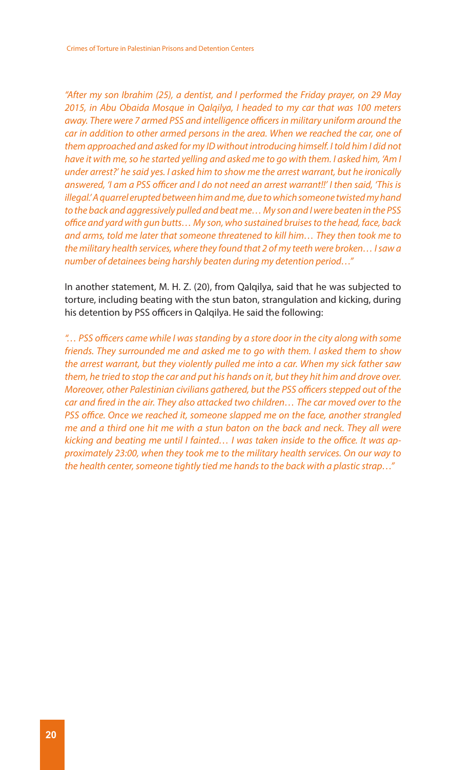*"After my son Ibrahim (25), a dentist, and I performed the Friday prayer, on 29 May 2015, in Abu Obaida Mosque in Qalqilya, I headed to my car that was 100 meters away. There were 7 armed PSS and intelligence officers in military uniform around the car in addition to other armed persons in the area. When we reached the car, one of them approached and asked for my ID without introducing himself. I told him I did not have it with me, so he started yelling and asked me to go with them. I asked him, 'Am I under arrest?' he said yes. I asked him to show me the arrest warrant, but he ironically answered, 'I am a PSS officer and I do not need an arrest warrant!!' I then said, 'This is illegal.' A quarrel erupted between him and me, due to which someone twisted my hand to the back and aggressively pulled and beat me… My son and I were beaten in the PSS office and yard with gun butts… My son, who sustained bruises to the head, face, back and arms, told me later that someone threatened to kill him… They then took me to the military health services, where they found that 2 of my teeth were broken… I saw a number of detainees being harshly beaten during my detention period…"*

In another statement, M. H. Z. (20), from Qalqilya, said that he was subjected to torture, including beating with the stun baton, strangulation and kicking, during his detention by PSS officers in Qalqilya. He said the following:

*"… PSS officers came while I was standing by a store door in the city along with some friends. They surrounded me and asked me to go with them. I asked them to show the arrest warrant, but they violently pulled me into a car. When my sick father saw them, he tried to stop the car and put his hands on it, but they hit him and drove over. Moreover, other Palestinian civilians gathered, but the PSS officers stepped out of the car and fired in the air. They also attacked two children… The car moved over to the PSS office. Once we reached it, someone slapped me on the face, another strangled me and a third one hit me with a stun baton on the back and neck. They all were kicking and beating me until I fainted… I was taken inside to the office. It was approximately 23:00, when they took me to the military health services. On our way to the health center, someone tightly tied me hands to the back with a plastic strap…"*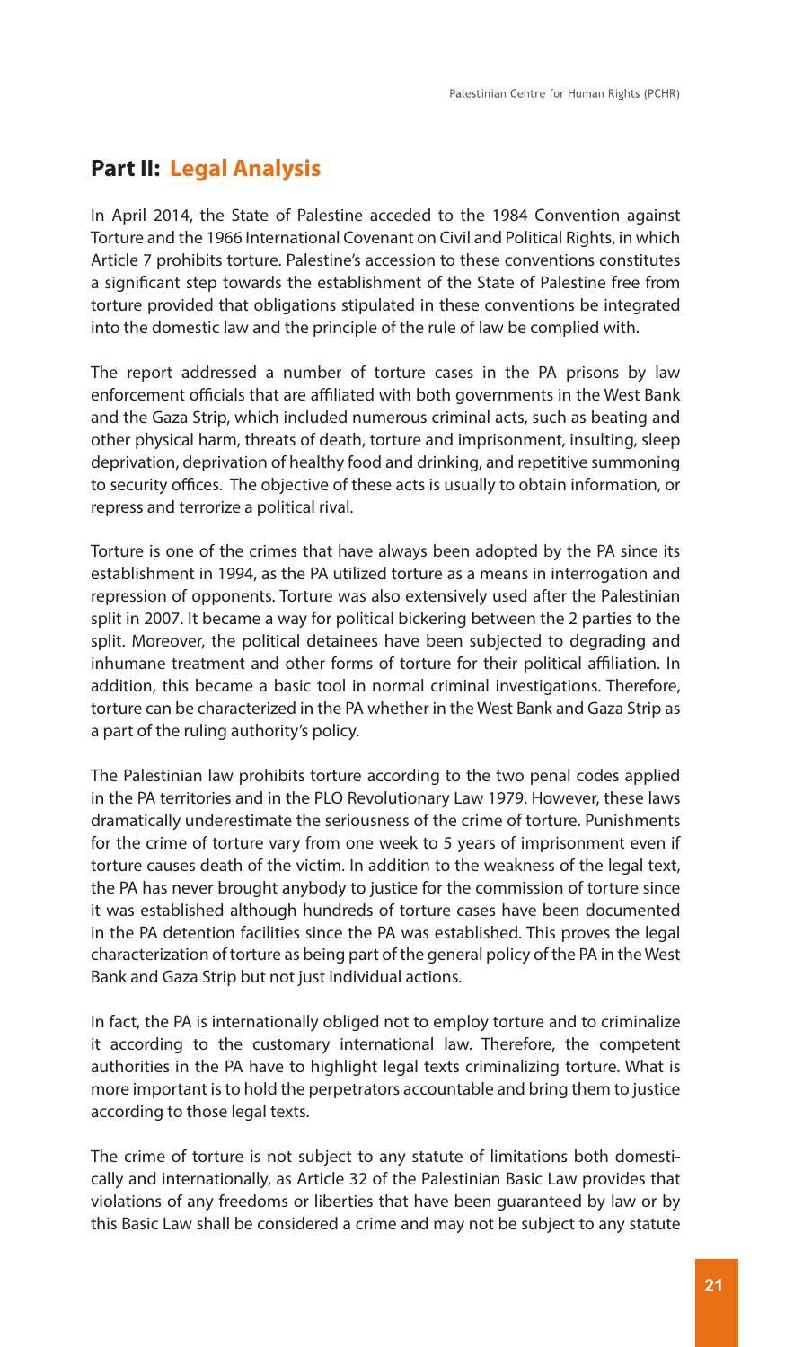## Part II: Legal Analysis

In April 2014, the State of Palestine acceded to the 1984 Convention against Torture and the 1966 International Covenant on Civil and Political Rights, in which Article 7 prohibits torture. Palestine's accession to these conventions constitutes a significant step towards the establishment of the State of Palestine free from torture provided that obligations stipulated in these conventions be integrated into the domestic law and the principle of the rule of law be complied with.

The report addressed a number of torture cases in the PA prisons by law enforcement officials that are affiliated with both governments in the West Bank and the Gaza Strip, which included numerous criminal acts, such as beating and other physical harm, threats of death, torture and imprisonment, insulting, sleep deprivation, deprivation of healthy food and drinking, and repetitive summoning to security offices. The objective of these acts is usually to obtain information, or repress and terrorize a political rival.

Torture is one of the crimes that have always been adopted by the PA since its establishment in 1994, as the PA utilized torture as a means in interrogation and repression of opponents. Torture was also extensively used after the Palestinian split in 2007. It became a way for political bickering between the 2 parties to the split. Moreover, the political detainees have been subjected to degrading and inhumane treatment and other forms of torture for their political affiliation. In addition, this became a basic tool in normal criminal investigations. Therefore, torture can be characterized in the PA whether in the West Bank and Gaza Strip as a part of the ruling authority's policy.

The Palestinian law prohibits torture according to the two penal codes applied in the PA territories and in the PLO Revolutionary Law 1979. However, these laws dramatically underestimate the seriousness of the crime of torture. Punishments for the crime of torture vary from one week to 5 years of imprisonment even if torture causes death of the victim. In addition to the weakness of the legal text, the PA has never brought anybody to justice for the commission of torture since it was established although hundreds of torture cases have been documented in the PA detention facilities since the PA was established. This proves the legal characterization of torture as being part of the general policy of the PA in the West Bank and Gaza Strip but not just individual actions.

In fact, the PA is internationally obliged not to employ torture and to criminalize it according to the customary international law. Therefore, the competent authorities in the PA have to highlight legal texts criminalizing torture. What is more important is to hold the perpetrators accountable and bring them to justice according to those legal texts.

The crime of torture is not subject to any statute of limitations both domestically and internationally, as Article 32 of the Palestinian Basic Law provides that violations of any freedoms or liberties that have been guaranteed by law or by this Basic Law shall be considered a crime and may not be subject to any statute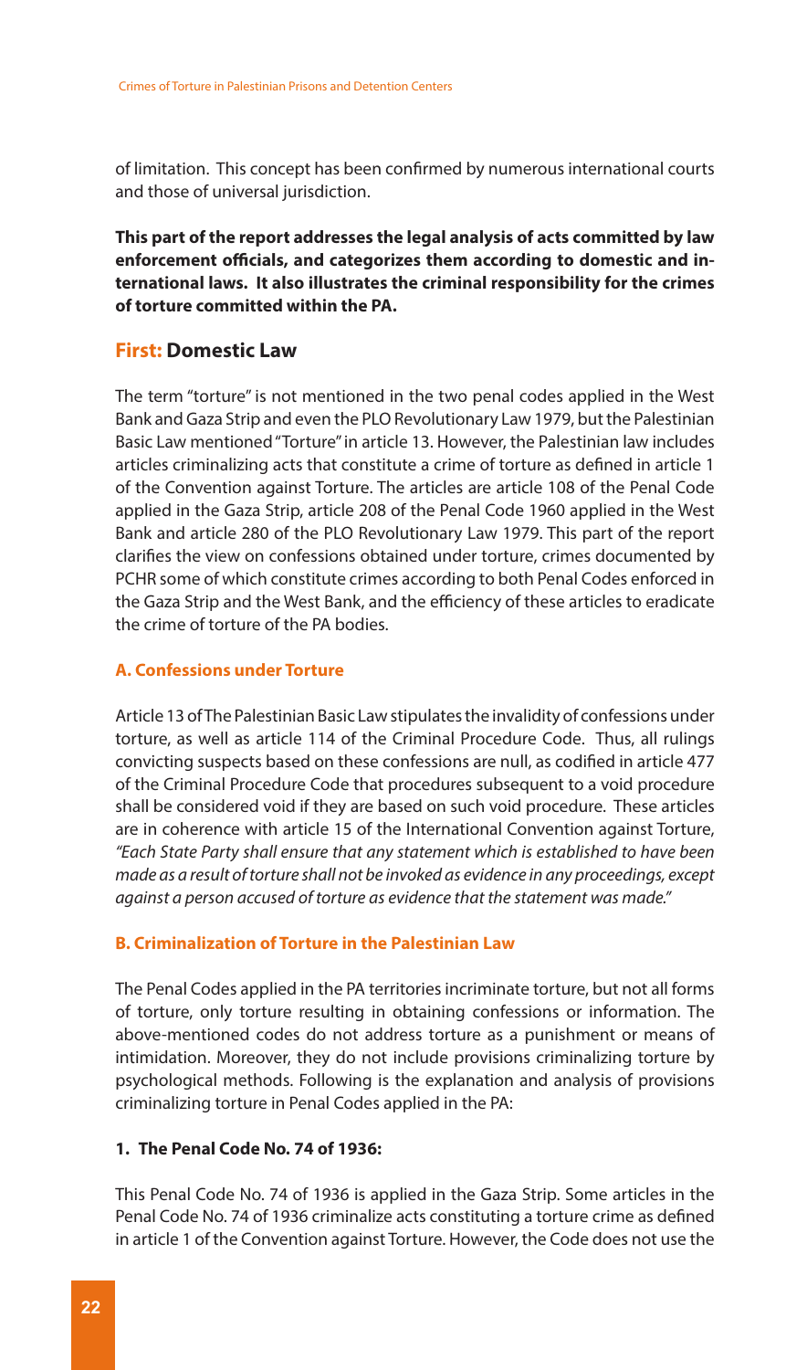of limitation. This concept has been confirmed by numerous international courts and those of universal jurisdiction.

**This part of the report addresses the legal analysis of acts committed by law enforcement officials, and categorizes them according to domestic and international laws. It also illustrates the criminal responsibility for the crimes of torture committed within the PA.**

## First: Domestic Law

The term "torture" is not mentioned in the two penal codes applied in the West Bank and Gaza Strip and even the PLO Revolutionary Law 1979, but the Palestinian Basic Law mentioned "Torture" in article 13. However, the Palestinian law includes articles criminalizing acts that constitute a crime of torture as defined in article 1 of the Convention against Torture. The articles are article 108 of the Penal Code applied in the Gaza Strip, article 208 of the Penal Code 1960 applied in the West Bank and article 280 of the PLO Revolutionary Law 1979. This part of the report clarifies the view on confessions obtained under torture, crimes documented by PCHR some of which constitute crimes according to both Penal Codes enforced in the Gaza Strip and the West Bank, and the efficiency of these articles to eradicate the crime of torture of the PA bodies.

### A. Confessions under Torture

Article 13 of The Palestinian Basic Law stipulates the invalidity of confessions under torture, as well as article 114 of the Criminal Procedure Code. Thus, all rulings convicting suspects based on these confessions are null, as codified in article 477 of the Criminal Procedure Code that procedures subsequent to a void procedure shall be considered void if they are based on such void procedure. These articles are in coherence with article 15 of the International Convention against Torture, *"Each State Party shall ensure that any statement which is established to have been made as a result of torture shall not be invoked as evidence in any proceedings, except against a person accused of torture as evidence that the statement was made."*

### B. Criminalization of Torture in the Palestinian Law

The Penal Codes applied in the PA territories incriminate torture, but not all forms of torture, only torture resulting in obtaining confessions or information. The above-mentioned codes do not address torture as a punishment or means of intimidation. Moreover, they do not include provisions criminalizing torture by psychological methods. Following is the explanation and analysis of provisions criminalizing torture in Penal Codes applied in the PA:

#### 1. The Penal Code No. 74 of 1936:

This Penal Code No. 74 of 1936 is applied in the Gaza Strip. Some articles in the Penal Code No. 74 of 1936 criminalize acts constituting a torture crime as defined in article 1 of the Convention against Torture. However, the Code does not use the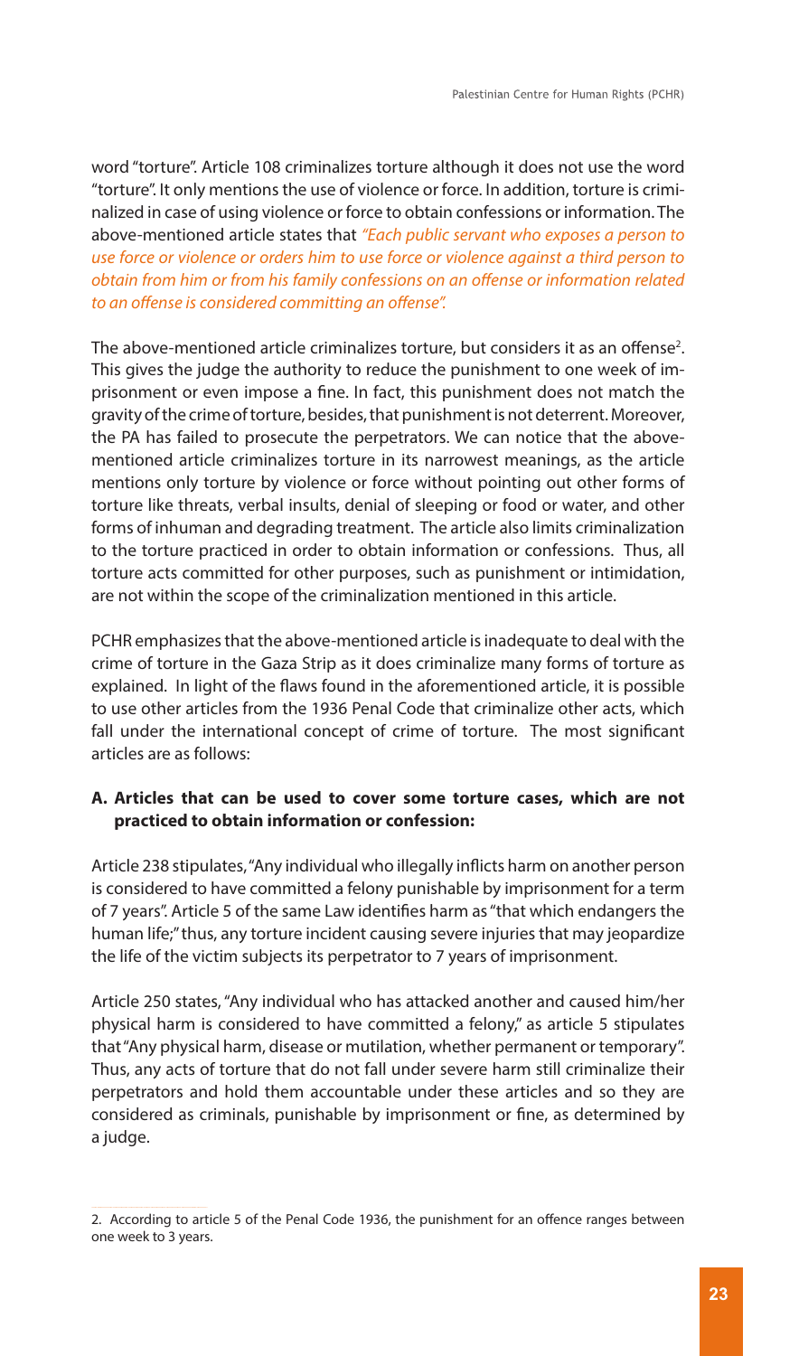word "torture". Article 108 criminalizes torture although it does not use the word "torture". It only mentions the use of violence or force. In addition, torture is criminalized in case of using violence or force to obtain confessions or information. The above-mentioned article states that *"Each public servant who exposes a person to use force or violence or orders him to use force or violence against a third person to obtain from him or from his family confessions on an offense or information related to an offense is considered committing an offense".*

The above-mentioned article criminalizes torture, but considers it as an offense[2]. This gives the judge the authority to reduce the punishment to one week of imprisonment or even impose a fine. In fact, this punishment does not match the gravity of the crime of torture, besides, that punishment is not deterrent. Moreover, the PA has failed to prosecute the perpetrators. We can notice that the above-mentioned article criminalizes torture in its narrowest meanings, as the article mentions only torture by violence or force without pointing out other forms of torture like threats, verbal insults, denial of sleeping or food or water, and other forms of inhuman and degrading treatment. The article also limits criminalization to the torture practiced in order to obtain information or confessions. Thus, all torture acts committed for other purposes, such as punishment or intimidation, are not within the scope of the criminalization mentioned in this article.

PCHR emphasizes that the above-mentioned article is inadequate to deal with the crime of torture in the Gaza Strip as it does criminalize many forms of torture as explained. In light of the flaws found in the aforementioned article, it is possible to use other articles from the 1936 Penal Code that criminalize other acts, which fall under the international concept of crime of torture. The most significant articles are as follows:

**A. Articles that can be used to cover some torture cases, which are not practiced to obtain information or confession:**

Article 238 stipulates, "Any individual who illegally inflicts harm on another person is considered to have committed a felony punishable by imprisonment for a term of 7 years". Article 5 of the same Law identifies harm as "that which endangers the human life;" thus, any torture incident causing severe injuries that may jeopardize the life of the victim subjects its perpetrator to 7 years of imprisonment.

Article 250 states, "Any individual who has attacked another and caused him/her physical harm is considered to have committed a felony," as article 5 stipulates that "Any physical harm, disease or mutilation, whether permanent or temporary". Thus, any acts of torture that do not fall under severe harm still criminalize their perpetrators and hold them accountable under these articles and so they are considered as criminals, punishable by imprisonment or fine, as determined by a judge.

---

2. According to article 5 of the Penal Code 1936, the punishment for an offence ranges between one week to 3 years.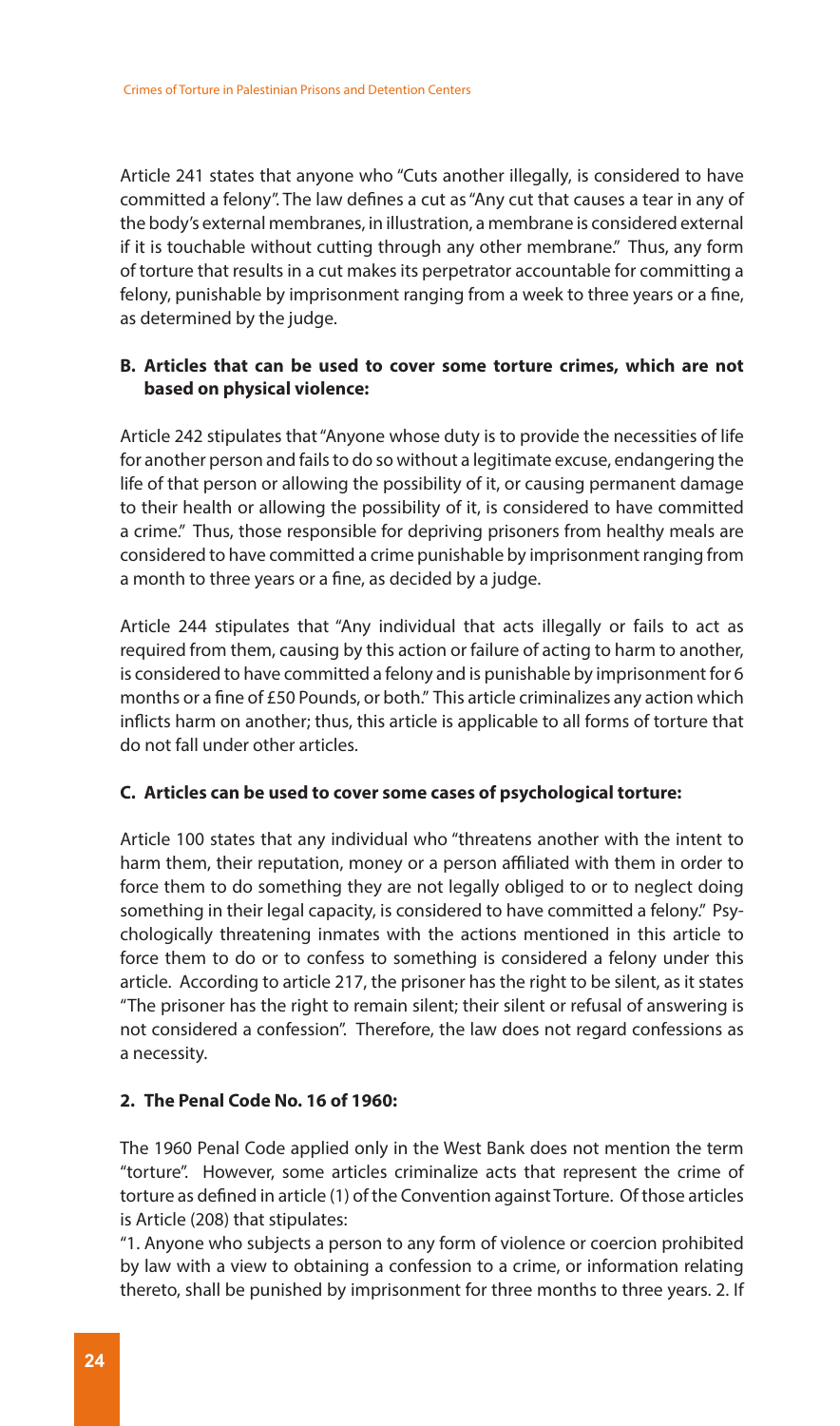Article 241 states that anyone who "Cuts another illegally, is considered to have committed a felony". The law defines a cut as "Any cut that causes a tear in any of the body's external membranes, in illustration, a membrane is considered external if it is touchable without cutting through any other membrane." Thus, any form of torture that results in a cut makes its perpetrator accountable for committing a felony, punishable by imprisonment ranging from a week to three years or a fine, as determined by the judge.

**B. Articles that can be used to cover some torture crimes, which are not based on physical violence:**

Article 242 stipulates that "Anyone whose duty is to provide the necessities of life for another person and fails to do so without a legitimate excuse, endangering the life of that person or allowing the possibility of it, or causing permanent damage to their health or allowing the possibility of it, is considered to have committed a crime." Thus, those responsible for depriving prisoners from healthy meals are considered to have committed a crime punishable by imprisonment ranging from a month to three years or a fine, as decided by a judge.

Article 244 stipulates that "Any individual that acts illegally or fails to act as required from them, causing by this action or failure of acting to harm to another, is considered to have committed a felony and is punishable by imprisonment for 6 months or a fine of £50 Pounds, or both." This article criminalizes any action which inflicts harm on another; thus, this article is applicable to all forms of torture that do not fall under other articles.

**C. Articles can be used to cover some cases of psychological torture:**

Article 100 states that any individual who "threatens another with the intent to harm them, their reputation, money or a person affiliated with them in order to force them to do something they are not legally obliged to or to neglect doing something in their legal capacity, is considered to have committed a felony." Psychologically threatening inmates with the actions mentioned in this article to force them to do or to confess to something is considered a felony under this article. According to article 217, the prisoner has the right to be silent, as it states "The prisoner has the right to remain silent; their silent or refusal of answering is not considered a confession". Therefore, the law does not regard confessions as a necessity.

**2. The Penal Code No. 16 of 1960:**

The 1960 Penal Code applied only in the West Bank does not mention the term "torture". However, some articles criminalize acts that represent the crime of torture as defined in article (1) of the Convention against Torture. Of those articles is Article (208) that stipulates:

"1. Anyone who subjects a person to any form of violence or coercion prohibited by law with a view to obtaining a confession to a crime, or information relating thereto, shall be punished by imprisonment for three months to three years. 2. If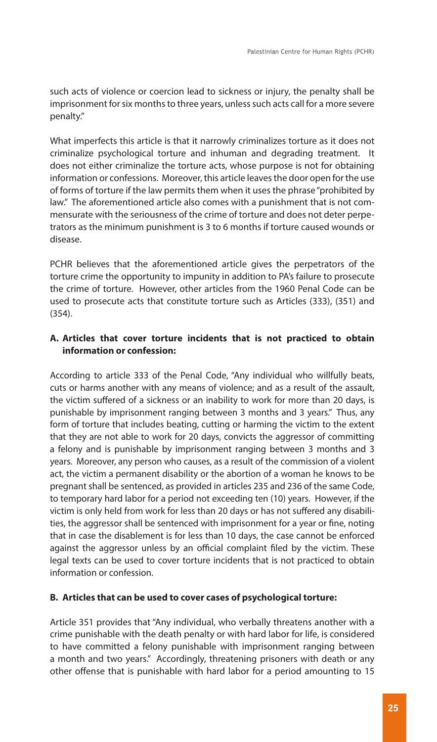such acts of violence or coercion lead to sickness or injury, the penalty shall be imprisonment for six months to three years, unless such acts call for a more severe penalty."

What imperfects this article is that it narrowly criminalizes torture as it does not criminalize psychological torture and inhuman and degrading treatment. It does not either criminalize the torture acts, whose purpose is not for obtaining information or confessions. Moreover, this article leaves the door open for the use of forms of torture if the law permits them when it uses the phrase "prohibited by law." The aforementioned article also comes with a punishment that is not commensurate with the seriousness of the crime of torture and does not deter perpetrators as the minimum punishment is 3 to 6 months if torture caused wounds or disease.

PCHR believes that the aforementioned article gives the perpetrators of the torture crime the opportunity to impunity in addition to PA's failure to prosecute the crime of torture. However, other articles from the 1960 Penal Code can be used to prosecute acts that constitute torture such as Articles (333), (351) and (354).

### A. Articles that cover torture incidents that is not practiced to obtain information or confession:

According to article 333 of the Penal Code, "Any individual who willfully beats, cuts or harms another with any means of violence; and as a result of the assault, the victim suffered of a sickness or an inability to work for more than 20 days, is punishable by imprisonment ranging between 3 months and 3 years." Thus, any form of torture that includes beating, cutting or harming the victim to the extent that they are not able to work for 20 days, convicts the aggressor of committing a felony and is punishable by imprisonment ranging between 3 months and 3 years. Moreover, any person who causes, as a result of the commission of a violent act, the victim a permanent disability or the abortion of a woman he knows to be pregnant shall be sentenced, as provided in articles 235 and 236 of the same Code, to temporary hard labor for a period not exceeding ten (10) years. However, if the victim is only held from work for less than 20 days or has not suffered any disabilities, the aggressor shall be sentenced with imprisonment for a year or fine, noting that in case the disablement is for less than 10 days, the case cannot be enforced against the aggressor unless by an official complaint filed by the victim. These legal texts can be used to cover torture incidents that is not practiced to obtain information or confession.

### B. Articles that can be used to cover cases of psychological torture:

Article 351 provides that "Any individual, who verbally threatens another with a crime punishable with the death penalty or with hard labor for life, is considered to have committed a felony punishable with imprisonment ranging between a month and two years." Accordingly, threatening prisoners with death or any other offense that is punishable with hard labor for a period amounting to 15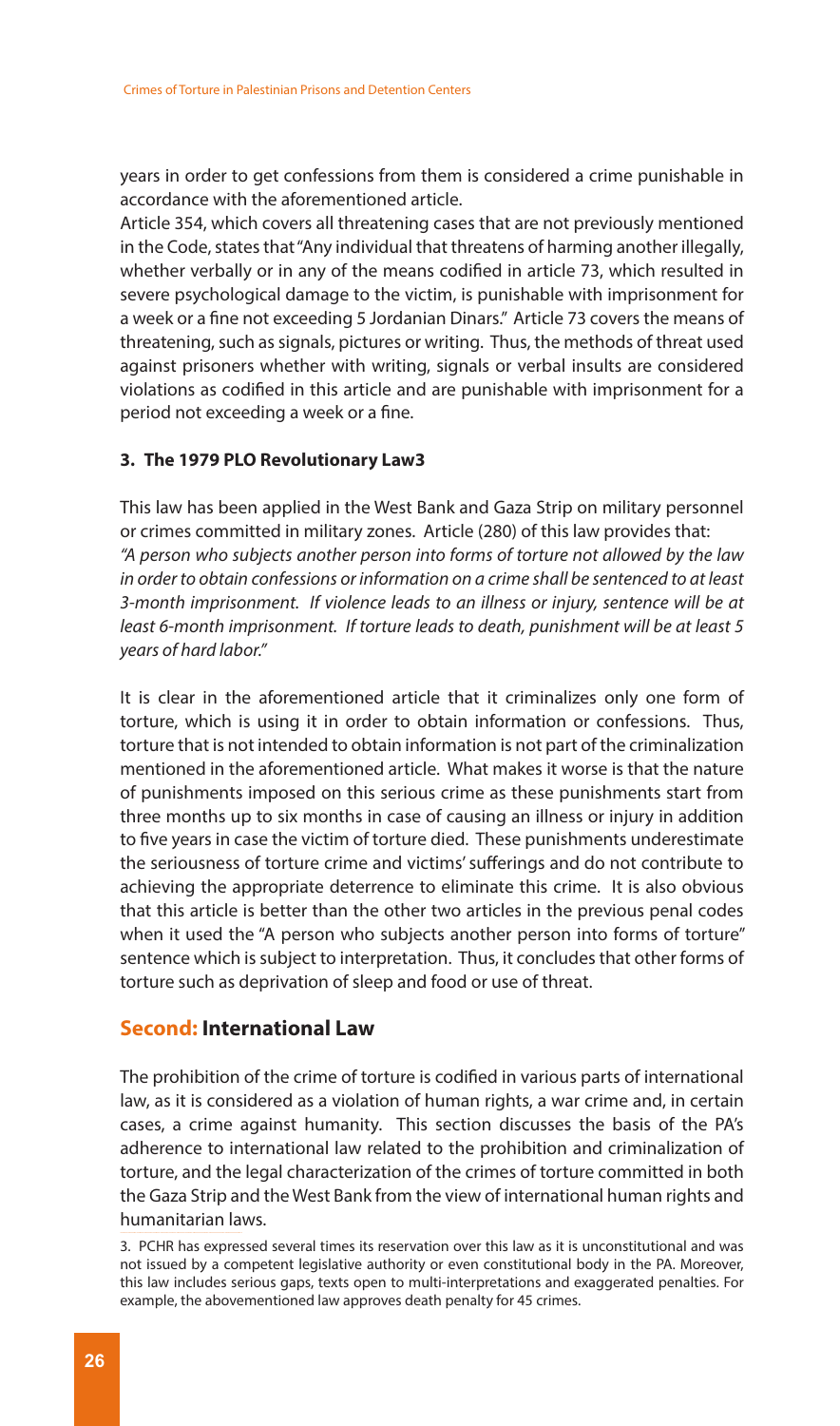years in order to get confessions from them is considered a crime punishable in accordance with the aforementioned article.

Article 354, which covers all threatening cases that are not previously mentioned in the Code, states that "Any individual that threatens of harming another illegally, whether verbally or in any of the means codified in article 73, which resulted in severe psychological damage to the victim, is punishable with imprisonment for a week or a fine not exceeding 5 Jordanian Dinars." Article 73 covers the means of threatening, such as signals, pictures or writing. Thus, the methods of threat used against prisoners whether with writing, signals or verbal insults are considered violations as codified in this article and are punishable with imprisonment for a period not exceeding a week or a fine.

### 3. The 1979 PLO Revolutionary Law[3]

This law has been applied in the West Bank and Gaza Strip on military personnel or crimes committed in military zones. Article (280) of this law provides that: *"A person who subjects another person into forms of torture not allowed by the law in order to obtain confessions or information on a crime shall be sentenced to at least 3-month imprisonment. If violence leads to an illness or injury, sentence will be at least 6-month imprisonment. If torture leads to death, punishment will be at least 5 years of hard labor."*

It is clear in the aforementioned article that it criminalizes only one form of torture, which is using it in order to obtain information or confessions. Thus, torture that is not intended to obtain information is not part of the criminalization mentioned in the aforementioned article. What makes it worse is that the nature of punishments imposed on this serious crime as these punishments start from three months up to six months in case of causing an illness or injury in addition to five years in case the victim of torture died. These punishments underestimate the seriousness of torture crime and victims' sufferings and do not contribute to achieving the appropriate deterrence to eliminate this crime. It is also obvious that this article is better than the other two articles in the previous penal codes when it used the "A person who subjects another person into forms of torture" sentence which is subject to interpretation. Thus, it concludes that other forms of torture such as deprivation of sleep and food or use of threat.

## Second: International Law

The prohibition of the crime of torture is codified in various parts of international law, as it is considered as a violation of human rights, a war crime and, in certain cases, a crime against humanity. This section discusses the basis of the PA's adherence to international law related to the prohibition and criminalization of torture, and the legal characterization of the crimes of torture committed in both the Gaza Strip and the West Bank from the view of international human rights and humanitarian laws.

3. PCHR has expressed several times its reservation over this law as it is unconstitutional and was not issued by a competent legislative authority or even constitutional body in the PA. Moreover, this law includes serious gaps, texts open to multi-interpretations and exaggerated penalties. For example, the abovementioned law approves death penalty for 45 crimes.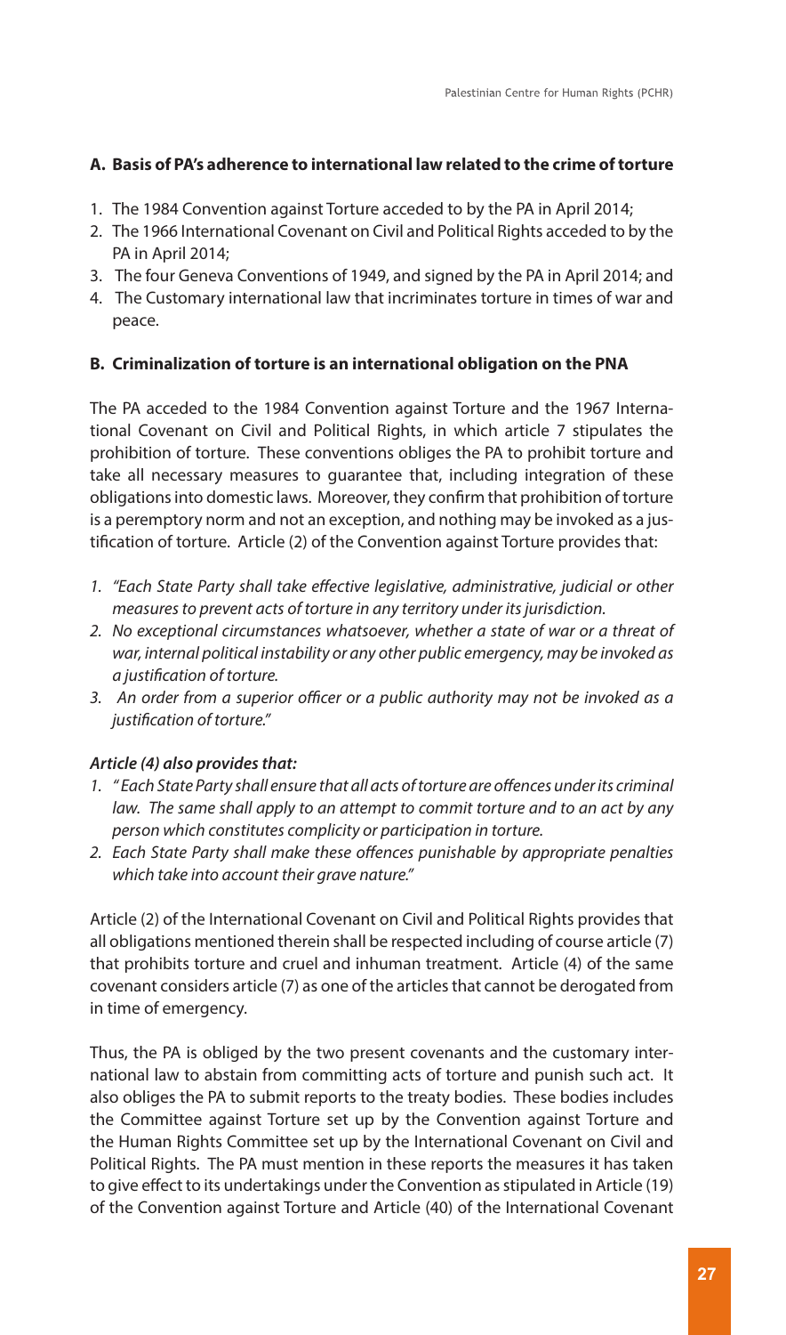### A. Basis of PA's adherence to international law related to the crime of torture

1. The 1984 Convention against Torture acceded to by the PA in April 2014;
2. The 1966 International Covenant on Civil and Political Rights acceded to by the PA in April 2014;
3. The four Geneva Conventions of 1949, and signed by the PA in April 2014; and
4. The Customary international law that incriminates torture in times of war and peace.

### B. Criminalization of torture is an international obligation on the PNA

The PA acceded to the 1984 Convention against Torture and the 1967 International Covenant on Civil and Political Rights, in which article 7 stipulates the prohibition of torture. These conventions obliges the PA to prohibit torture and take all necessary measures to guarantee that, including integration of these obligations into domestic laws. Moreover, they confirm that prohibition of torture is a peremptory norm and not an exception, and nothing may be invoked as a justification of torture. Article (2) of the Convention against Torture provides that:

1. *"Each State Party shall take effective legislative, administrative, judicial or other measures to prevent acts of torture in any territory under its jurisdiction.*
2. *No exceptional circumstances whatsoever, whether a state of war or a threat of war, internal political instability or any other public emergency, may be invoked as a justification of torture.*
3. *An order from a superior officer or a public authority may not be invoked as a justification of torture."*

***Article (4) also provides that:***

1. *" Each State Party shall ensure that all acts of torture are offences under its criminal law. The same shall apply to an attempt to commit torture and to an act by any person which constitutes complicity or participation in torture.*
2. *Each State Party shall make these offences punishable by appropriate penalties which take into account their grave nature."*

Article (2) of the International Covenant on Civil and Political Rights provides that all obligations mentioned therein shall be respected including of course article (7) that prohibits torture and cruel and inhuman treatment. Article (4) of the same covenant considers article (7) as one of the articles that cannot be derogated from in time of emergency.

Thus, the PA is obliged by the two present covenants and the customary international law to abstain from committing acts of torture and punish such act. It also obliges the PA to submit reports to the treaty bodies. These bodies includes the Committee against Torture set up by the Convention against Torture and the Human Rights Committee set up by the International Covenant on Civil and Political Rights. The PA must mention in these reports the measures it has taken to give effect to its undertakings under the Convention as stipulated in Article (19) of the Convention against Torture and Article (40) of the International Covenant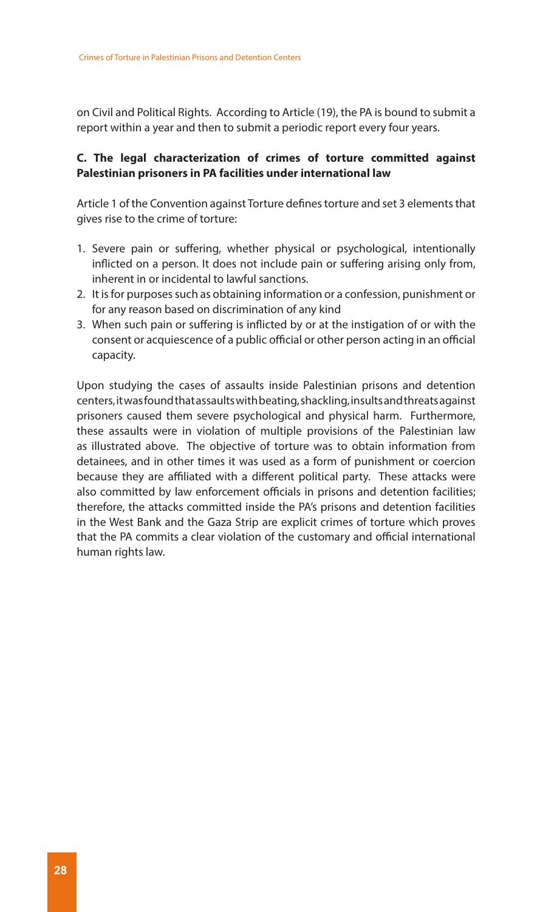on Civil and Political Rights. According to Article (19), the PA is bound to submit a report within a year and then to submit a periodic report every four years.

### C. The legal characterization of crimes of torture committed against Palestinian prisoners in PA facilities under international law

Article 1 of the Convention against Torture defines torture and set 3 elements that gives rise to the crime of torture:

1. Severe pain or suffering, whether physical or psychological, intentionally inflicted on a person. It does not include pain or suffering arising only from, inherent in or incidental to lawful sanctions.
2. It is for purposes such as obtaining information or a confession, punishment or for any reason based on discrimination of any kind
3. When such pain or suffering is inflicted by or at the instigation of or with the consent or acquiescence of a public official or other person acting in an official capacity.

Upon studying the cases of assaults inside Palestinian prisons and detention centers, it was found that assaults with beating, shackling, insults and threats against prisoners caused them severe psychological and physical harm. Furthermore, these assaults were in violation of multiple provisions of the Palestinian law as illustrated above. The objective of torture was to obtain information from detainees, and in other times it was used as a form of punishment or coercion because they are affiliated with a different political party. These attacks were also committed by law enforcement officials in prisons and detention facilities; therefore, the attacks committed inside the PA's prisons and detention facilities in the West Bank and the Gaza Strip are explicit crimes of torture which proves that the PA commits a clear violation of the customary and official international human rights law.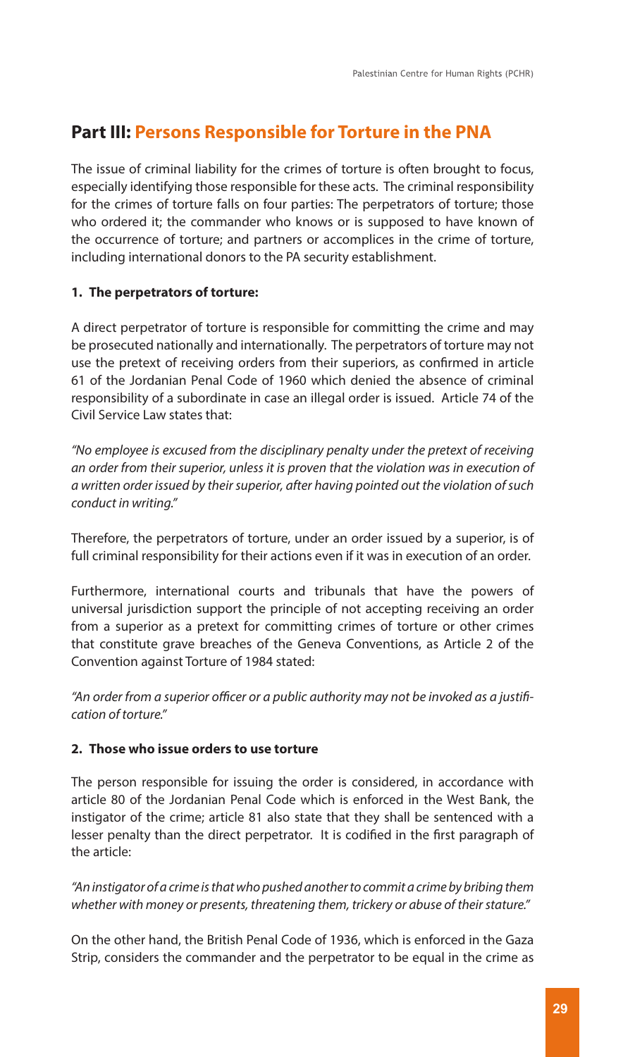## Part III: Persons Responsible for Torture in the PNA

The issue of criminal liability for the crimes of torture is often brought to focus, especially identifying those responsible for these acts. The criminal responsibility for the crimes of torture falls on four parties: The perpetrators of torture; those who ordered it; the commander who knows or is supposed to have known of the occurrence of torture; and partners or accomplices in the crime of torture, including international donors to the PA security establishment.

### 1. The perpetrators of torture:

A direct perpetrator of torture is responsible for committing the crime and may be prosecuted nationally and internationally. The perpetrators of torture may not use the pretext of receiving orders from their superiors, as confirmed in article 61 of the Jordanian Penal Code of 1960 which denied the absence of criminal responsibility of a subordinate in case an illegal order is issued. Article 74 of the Civil Service Law states that:

*"No employee is excused from the disciplinary penalty under the pretext of receiving an order from their superior, unless it is proven that the violation was in execution of a written order issued by their superior, after having pointed out the violation of such conduct in writing."*

Therefore, the perpetrators of torture, under an order issued by a superior, is of full criminal responsibility for their actions even if it was in execution of an order.

Furthermore, international courts and tribunals that have the powers of universal jurisdiction support the principle of not accepting receiving an order from a superior as a pretext for committing crimes of torture or other crimes that constitute grave breaches of the Geneva Conventions, as Article 2 of the Convention against Torture of 1984 stated:

*"An order from a superior officer or a public authority may not be invoked as a justification of torture."*

### 2. Those who issue orders to use torture

The person responsible for issuing the order is considered, in accordance with article 80 of the Jordanian Penal Code which is enforced in the West Bank, the instigator of the crime; article 81 also state that they shall be sentenced with a lesser penalty than the direct perpetrator. It is codified in the first paragraph of the article:

*"An instigator of a crime is that who pushed another to commit a crime by bribing them whether with money or presents, threatening them, trickery or abuse of their stature."*

On the other hand, the British Penal Code of 1936, which is enforced in the Gaza Strip, considers the commander and the perpetrator to be equal in the crime as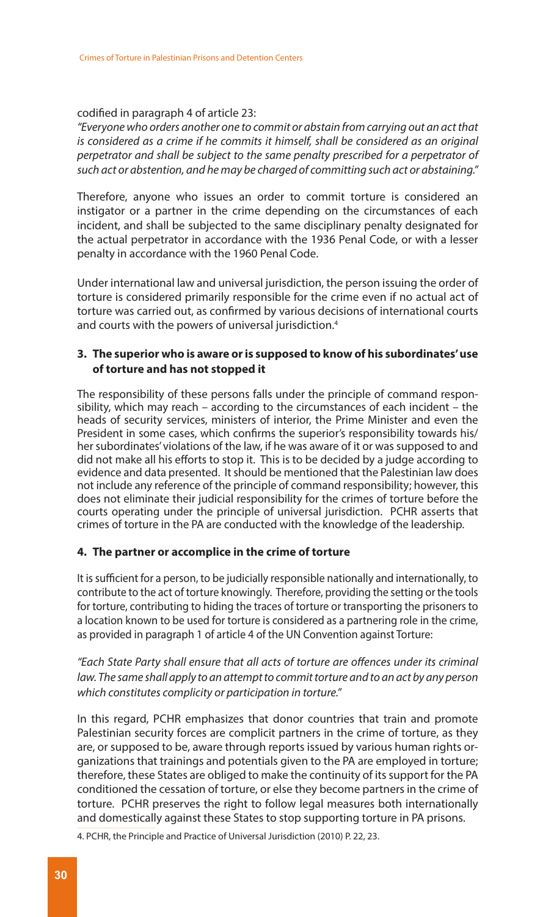codified in paragraph 4 of article 23:

*"Everyone who orders another one to commit or abstain from carrying out an act that is considered as a crime if he commits it himself, shall be considered as an original perpetrator and shall be subject to the same penalty prescribed for a perpetrator of such act or abstention, and he may be charged of committing such act or abstaining."*

Therefore, anyone who issues an order to commit torture is considered an instigator or a partner in the crime depending on the circumstances of each incident, and shall be subjected to the same disciplinary penalty designated for the actual perpetrator in accordance with the 1936 Penal Code, or with a lesser penalty in accordance with the 1960 Penal Code.

Under international law and universal jurisdiction, the person issuing the order of torture is considered primarily responsible for the crime even if no actual act of torture was carried out, as confirmed by various decisions of international courts and courts with the powers of universal jurisdiction.[4]

**3. The superior who is aware or is supposed to know of his subordinates' use of torture and has not stopped it**

The responsibility of these persons falls under the principle of command responsibility, which may reach – according to the circumstances of each incident – the heads of security services, ministers of interior, the Prime Minister and even the President in some cases, which confirms the superior's responsibility towards his/her subordinates' violations of the law, if he was aware of it or was supposed to and did not make all his efforts to stop it. This is to be decided by a judge according to evidence and data presented. It should be mentioned that the Palestinian law does not include any reference of the principle of command responsibility; however, this does not eliminate their judicial responsibility for the crimes of torture before the courts operating under the principle of universal jurisdiction. PCHR asserts that crimes of torture in the PA are conducted with the knowledge of the leadership.

**4. The partner or accomplice in the crime of torture**

It is sufficient for a person, to be judicially responsible nationally and internationally, to contribute to the act of torture knowingly. Therefore, providing the setting or the tools for torture, contributing to hiding the traces of torture or transporting the prisoners to a location known to be used for torture is considered as a partnering role in the crime, as provided in paragraph 1 of article 4 of the UN Convention against Torture:

*"Each State Party shall ensure that all acts of torture are offences under its criminal law. The same shall apply to an attempt to commit torture and to an act by any person which constitutes complicity or participation in torture."*

In this regard, PCHR emphasizes that donor countries that train and promote Palestinian security forces are complicit partners in the crime of torture, as they are, or supposed to be, aware through reports issued by various human rights organizations that trainings and potentials given to the PA are employed in torture; therefore, these States are obliged to make the continuity of its support for the PA conditioned the cessation of torture, or else they become partners in the crime of torture. PCHR preserves the right to follow legal measures both internationally and domestically against these States to stop supporting torture in PA prisons.

4. PCHR, the Principle and Practice of Universal Jurisdiction (2010) P. 22, 23.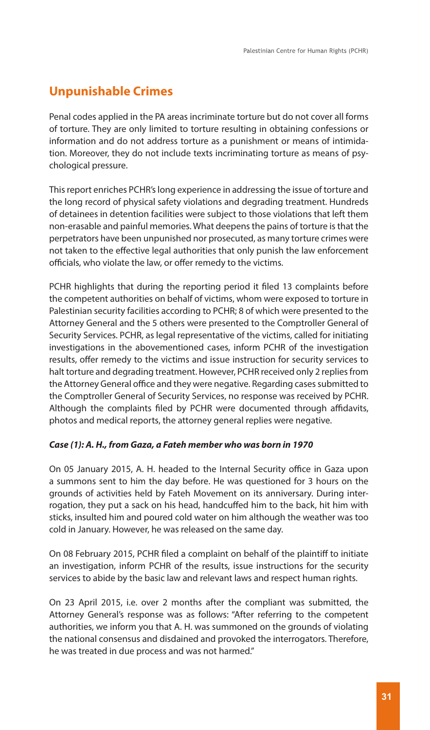## Unpunishable Crimes

Penal codes applied in the PA areas incriminate torture but do not cover all forms of torture. They are only limited to torture resulting in obtaining confessions or information and do not address torture as a punishment or means of intimidation. Moreover, they do not include texts incriminating torture as means of psychological pressure.

This report enriches PCHR's long experience in addressing the issue of torture and the long record of physical safety violations and degrading treatment. Hundreds of detainees in detention facilities were subject to those violations that left them non-erasable and painful memories. What deepens the pains of torture is that the perpetrators have been unpunished nor prosecuted, as many torture crimes were not taken to the effective legal authorities that only punish the law enforcement officials, who violate the law, or offer remedy to the victims.

PCHR highlights that during the reporting period it filed 13 complaints before the competent authorities on behalf of victims, whom were exposed to torture in Palestinian security facilities according to PCHR; 8 of which were presented to the Attorney General and the 5 others were presented to the Comptroller General of Security Services. PCHR, as legal representative of the victims, called for initiating investigations in the abovementioned cases, inform PCHR of the investigation results, offer remedy to the victims and issue instruction for security services to halt torture and degrading treatment. However, PCHR received only 2 replies from the Attorney General office and they were negative. Regarding cases submitted to the Comptroller General of Security Services, no response was received by PCHR. Although the complaints filed by PCHR were documented through affidavits, photos and medical reports, the attorney general replies were negative.

#### *Case (1): A. H., from Gaza, a Fateh member who was born in 1970*

On 05 January 2015, A. H. headed to the Internal Security office in Gaza upon a summons sent to him the day before. He was questioned for 3 hours on the grounds of activities held by Fateh Movement on its anniversary. During interrogation, they put a sack on his head, handcuffed him to the back, hit him with sticks, insulted him and poured cold water on him although the weather was too cold in January. However, he was released on the same day.

On 08 February 2015, PCHR filed a complaint on behalf of the plaintiff to initiate an investigation, inform PCHR of the results, issue instructions for the security services to abide by the basic law and relevant laws and respect human rights.

On 23 April 2015, i.e. over 2 months after the compliant was submitted, the Attorney General's response was as follows: "After referring to the competent authorities, we inform you that A. H. was summoned on the grounds of violating the national consensus and disdained and provoked the interrogators. Therefore, he was treated in due process and was not harmed."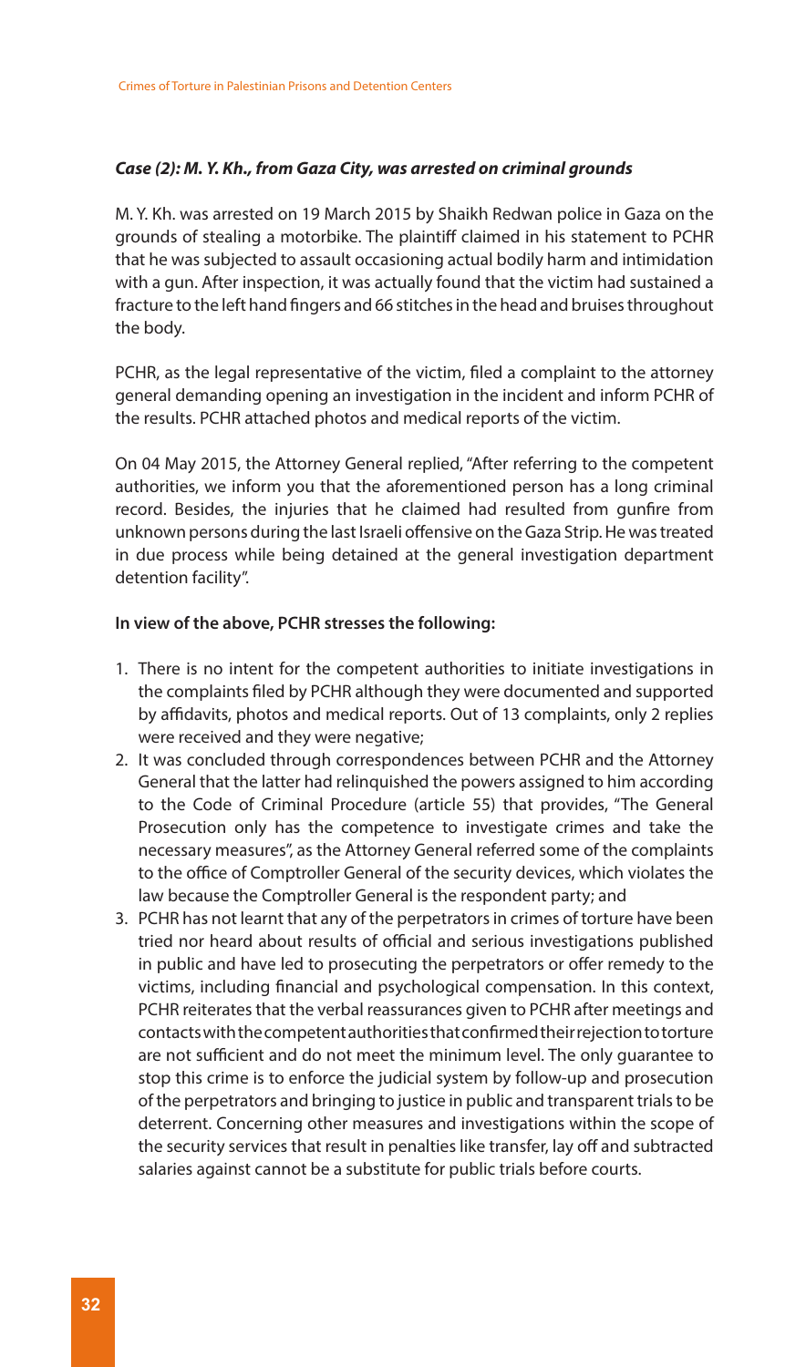***Case (2): M. Y. Kh., from Gaza City, was arrested on criminal grounds***

M. Y. Kh. was arrested on 19 March 2015 by Shaikh Redwan police in Gaza on the grounds of stealing a motorbike. The plaintiff claimed in his statement to PCHR that he was subjected to assault occasioning actual bodily harm and intimidation with a gun. After inspection, it was actually found that the victim had sustained a fracture to the left hand fingers and 66 stitches in the head and bruises throughout the body.

PCHR, as the legal representative of the victim, filed a complaint to the attorney general demanding opening an investigation in the incident and inform PCHR of the results. PCHR attached photos and medical reports of the victim.

On 04 May 2015, the Attorney General replied, "After referring to the competent authorities, we inform you that the aforementioned person has a long criminal record. Besides, the injuries that he claimed had resulted from gunfire from unknown persons during the last Israeli offensive on the Gaza Strip. He was treated in due process while being detained at the general investigation department detention facility".

**In view of the above, PCHR stresses the following:**

1. There is no intent for the competent authorities to initiate investigations in the complaints filed by PCHR although they were documented and supported by affidavits, photos and medical reports. Out of 13 complaints, only 2 replies were received and they were negative;
2. It was concluded through correspondences between PCHR and the Attorney General that the latter had relinquished the powers assigned to him according to the Code of Criminal Procedure (article 55) that provides, "The General Prosecution only has the competence to investigate crimes and take the necessary measures", as the Attorney General referred some of the complaints to the office of Comptroller General of the security devices, which violates the law because the Comptroller General is the respondent party; and
3. PCHR has not learnt that any of the perpetrators in crimes of torture have been tried nor heard about results of official and serious investigations published in public and have led to prosecuting the perpetrators or offer remedy to the victims, including financial and psychological compensation. In this context, PCHR reiterates that the verbal reassurances given to PCHR after meetings and contacts with the competent authorities that confirmed their rejection to torture are not sufficient and do not meet the minimum level. The only guarantee to stop this crime is to enforce the judicial system by follow-up and prosecution of the perpetrators and bringing to justice in public and transparent trials to be deterrent. Concerning other measures and investigations within the scope of the security services that result in penalties like transfer, lay off and subtracted salaries against cannot be a substitute for public trials before courts.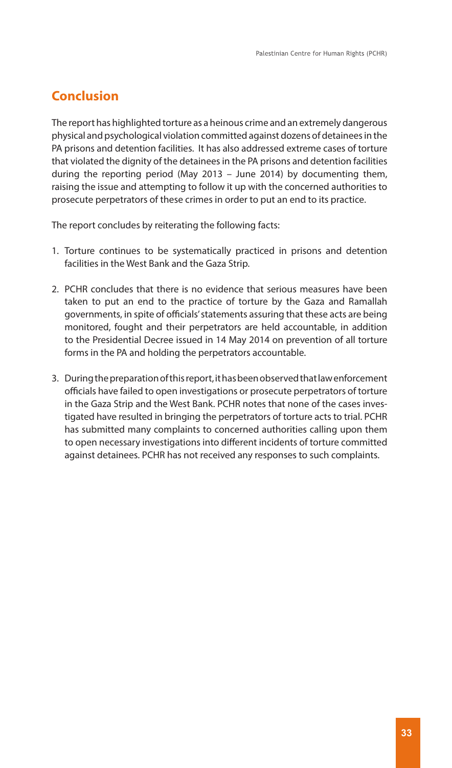## Conclusion

The report has highlighted torture as a heinous crime and an extremely dangerous physical and psychological violation committed against dozens of detainees in the PA prisons and detention facilities. It has also addressed extreme cases of torture that violated the dignity of the detainees in the PA prisons and detention facilities during the reporting period (May 2013 – June 2014) by documenting them, raising the issue and attempting to follow it up with the concerned authorities to prosecute perpetrators of these crimes in order to put an end to its practice.

The report concludes by reiterating the following facts:

1. Torture continues to be systematically practiced in prisons and detention facilities in the West Bank and the Gaza Strip.

2. PCHR concludes that there is no evidence that serious measures have been taken to put an end to the practice of torture by the Gaza and Ramallah governments, in spite of officials' statements assuring that these acts are being monitored, fought and their perpetrators are held accountable, in addition to the Presidential Decree issued in 14 May 2014 on prevention of all torture forms in the PA and holding the perpetrators accountable.

3. During the preparation of this report, it has been observed that law enforcement officials have failed to open investigations or prosecute perpetrators of torture in the Gaza Strip and the West Bank. PCHR notes that none of the cases investigated have resulted in bringing the perpetrators of torture acts to trial. PCHR has submitted many complaints to concerned authorities calling upon them to open necessary investigations into different incidents of torture committed against detainees. PCHR has not received any responses to such complaints.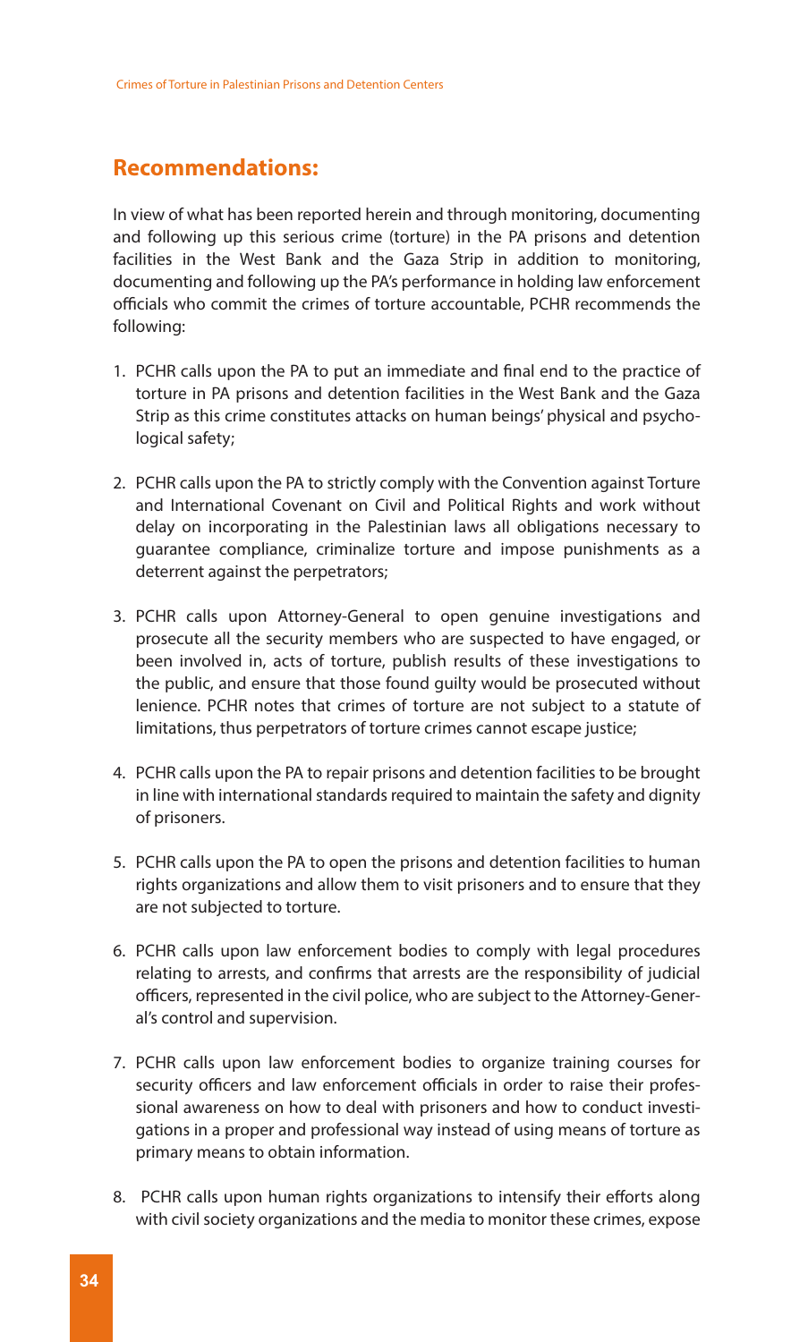## Recommendations:

In view of what has been reported herein and through monitoring, documenting and following up this serious crime (torture) in the PA prisons and detention facilities in the West Bank and the Gaza Strip in addition to monitoring, documenting and following up the PA's performance in holding law enforcement officials who commit the crimes of torture accountable, PCHR recommends the following:

1. PCHR calls upon the PA to put an immediate and final end to the practice of torture in PA prisons and detention facilities in the West Bank and the Gaza Strip as this crime constitutes attacks on human beings' physical and psychological safety;

2. PCHR calls upon the PA to strictly comply with the Convention against Torture and International Covenant on Civil and Political Rights and work without delay on incorporating in the Palestinian laws all obligations necessary to guarantee compliance, criminalize torture and impose punishments as a deterrent against the perpetrators;

3. PCHR calls upon Attorney-General to open genuine investigations and prosecute all the security members who are suspected to have engaged, or been involved in, acts of torture, publish results of these investigations to the public, and ensure that those found guilty would be prosecuted without lenience. PCHR notes that crimes of torture are not subject to a statute of limitations, thus perpetrators of torture crimes cannot escape justice;

4. PCHR calls upon the PA to repair prisons and detention facilities to be brought in line with international standards required to maintain the safety and dignity of prisoners.

5. PCHR calls upon the PA to open the prisons and detention facilities to human rights organizations and allow them to visit prisoners and to ensure that they are not subjected to torture.

6. PCHR calls upon law enforcement bodies to comply with legal procedures relating to arrests, and confirms that arrests are the responsibility of judicial officers, represented in the civil police, who are subject to the Attorney-General's control and supervision.

7. PCHR calls upon law enforcement bodies to organize training courses for security officers and law enforcement officials in order to raise their professional awareness on how to deal with prisoners and how to conduct investigations in a proper and professional way instead of using means of torture as primary means to obtain information.

8. PCHR calls upon human rights organizations to intensify their efforts along with civil society organizations and the media to monitor these crimes, expose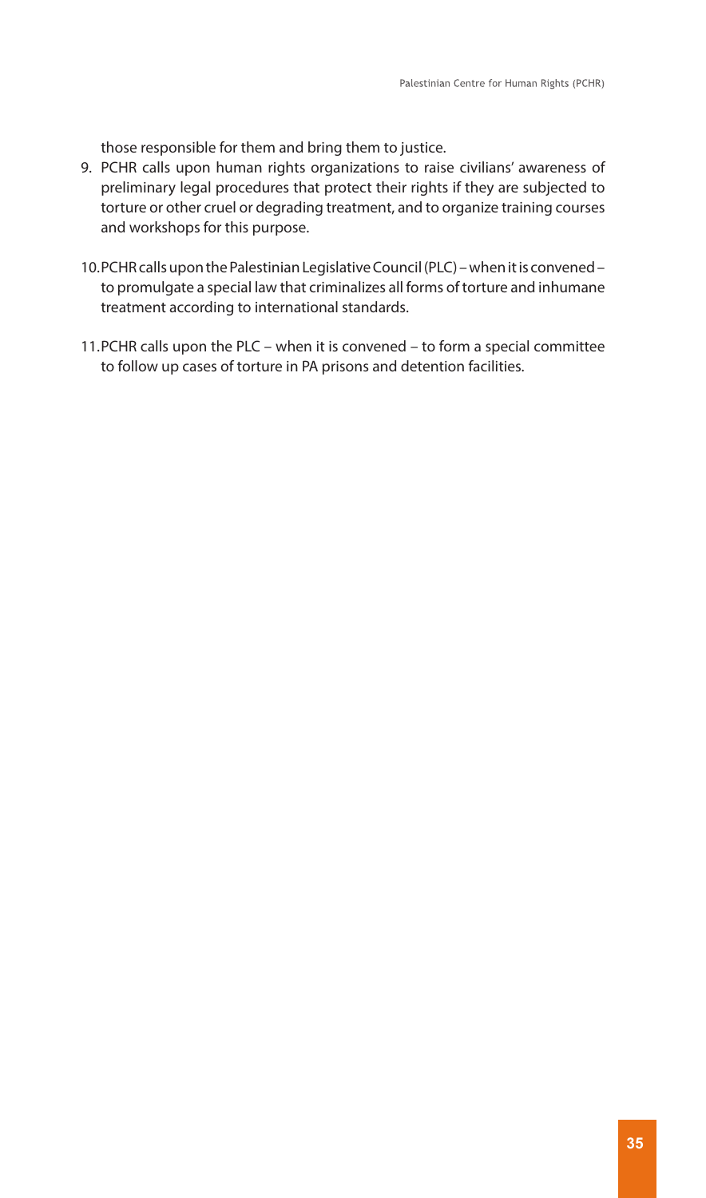those responsible for them and bring them to justice.

9. PCHR calls upon human rights organizations to raise civilians' awareness of preliminary legal procedures that protect their rights if they are subjected to torture or other cruel or degrading treatment, and to organize training courses and workshops for this purpose.

10. PCHR calls upon the Palestinian Legislative Council (PLC) – when it is convened – to promulgate a special law that criminalizes all forms of torture and inhumane treatment according to international standards.

11. PCHR calls upon the PLC – when it is convened – to form a special committee to follow up cases of torture in PA prisons and detention facilities.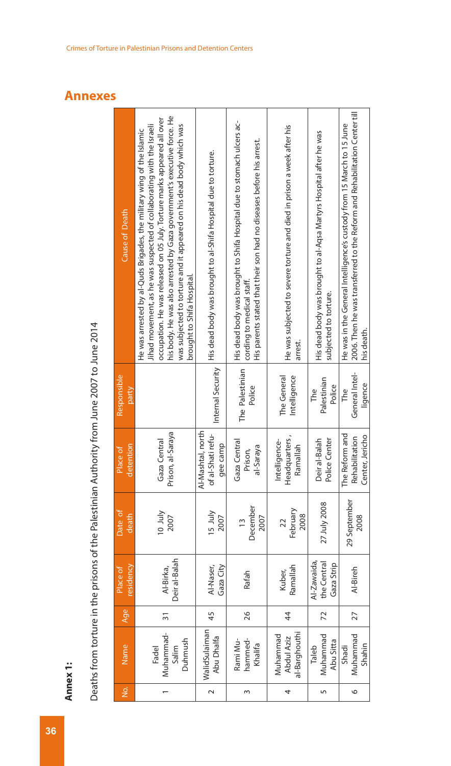## Annexes

**Annex 1:**

Deaths from torture in the prisons of the Palestinian Authority from June 2007 to June 2014

| No. | Name | Age | Place of residency | Date of death | Place of detention | Responsible party | Cause of Death |
|---|---|---|---|---|---|---|---|
| 1 | Fadel Muhammad-Salim Duhmush | 31 | Al-Birka, Deir al-Balah | 10 July 2007 | Gaza Central Prison, al-Saraya | | He was arrested by al-Quds Brigades, the military wing of the Islamic Jihad movement, as he was suspected of collaborating with the Israeli occupation. He was released on 05 July. Torture marks appeared all over his body. He was also arrested by Gaza government's executive force. He was subjected to torture and it appeared on his dead body which was brought to Shifa Hospital. |
| 2 | WalidSulaiman Abu Dhalfa | 45 | Al-Naser, Gaza City | 15 July 2007 | Al-Mashtal, north of al-Shati refugee camp | Internal Security | His dead body was brought to al-Shifa Hospital due to torture. |
| 3 | Rami Muhammed-Khalifa | 26 | Rafah | 13 December 2007 | Gaza Central Prison, al-Saraya | The Palestinian Police | His dead body was brought to Shifa Hospital due to stomach ulcers according to medical staff. His parents stated that their son had no diseases before his arrest. |
| 4 | Muhammad Abdul Aziz al-Barghouthi | 44 | Kuber, Ramallah | 22 February 2008 | Intelligence-Headquarters , Ramallah | The General Intelligence | He was subjected to severe torture and died in prison a week after his arrest. |
| 5 | Taleb Muhammad Abu Sitta | 72 | Al-Zawaida, the Central Gaza Strip | 27 July 2008 | Deir al-Balah Police Center | The Palestinian Police | His dead body was brought to al-Aqsa Martyrs Hospital after he was subjected to torture. |
| 6 | Shadi Muhammad Shahin | 27 | Al-Bireh | 29 September 2008 | The Reform and Rehabilitation Center, Jericho | The General Intelligence | He was in the General Intelligence's custody from 15 March to 15 June 2006. Then he was transferred to the Reform and Rehabilitation Center till his death. |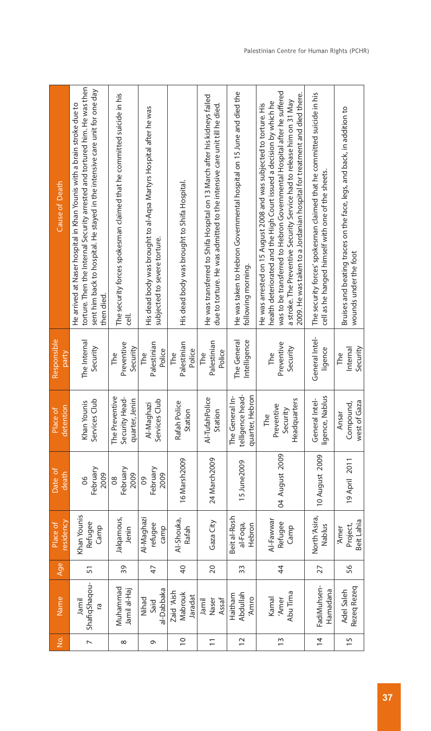| No. | Name | Age | Place of residency | Date of death | Place of detention | Responsible party | Cause of Death |
|---|---|---|---|---|---|---|---|
| 7 | Jamil ShafiqShaqoura | 51 | Khan Younis Refugee Camp | 06 February 2009 | Khan Younis Services Club | The Internal Security | He arrived at Naser hospital in Khan Younis with a brain stroke due to torture. Then the Internal Security arrested and tortured him. He was then sent him back to hospital. He stayed in the intensive care unit for one day then died. |
| 8 | Muhammad Jamil al-Haj | 39 | Jalqamous, Jenin | 08 February 2009 | The Preventive Security Headquarter, Jenin | The Preventive Security | The security forces spokesman claimed that he committed suicide in his cell. |
| 9 | Nihad Said al-Dabbaka | 47 | Al-Maghazi refugee camp | 09 February 2009 | Al-Maghazi Services Club | The Palestinian Police | His dead body was brought to al-Aqsa Martyrs Hospital after he was subjected to severe torture. |
| 10 | Zaid 'Aish Mabrouk Jaradat | 40 | Al-Shouka, Rafah | 16 Marsh2009 | Rafah Police Station | The Palestinian Police | His dead body was brought to Shifa Hospital. |
| 11 | Jamil Naser Assaf | 20 | Gaza City | 24 March2009 | Al-TufahPolice Station | The Palestinian Police | He was transferred to Shifa Hospital on 13 March after his kidneys failed due to torture. He was admitted to the intensive care unit till he died. |
| 12 | Haitham Abdullah 'Amro | 33 | Beit al-Rosh al-Foqa, Hebron | 15 June2009 | The General Intelligence headquarter, Hebron | The General Intelligence | He was taken to Hebron Governmental hospital on 15 June and died the following morning. |
| 13 | Kamal 'Amer Abu Tima | 44 | Al-Fawwar Refugee Camp | 04 August 2009 | The Preventive Security Headquarters | The Preventive Security | He was arrested on 15 August 2008 and was subjected to torture. His health deteriorated and the High Court issued a decision by which he was to be transferred to Hebron Governmental Hospital after he suffered a stroke. The Preventive Security Service had to release him on 31 May 2009. He was taken to a Jordanian hospital for treatment and died there. |
| 14 | FadiMuhsen-Hamadana | 27 | North 'Asira, Nablus | 10 August 2009 | General Intelligence, Nablus | General Intelligence | The security forces' spokesman claimed that he committed suicide in his cell as he hanged himself with one of the sheets. |
| 15 | Adel Saleh Rezeq Rezeq | 56 | 'Amer Project, Beit Lahia | 19 April 2011 | Ansar Compound, west of Gaza | The Internal Security | Bruises and beating traces on the face, legs, and back, in addition to wounds under the foot |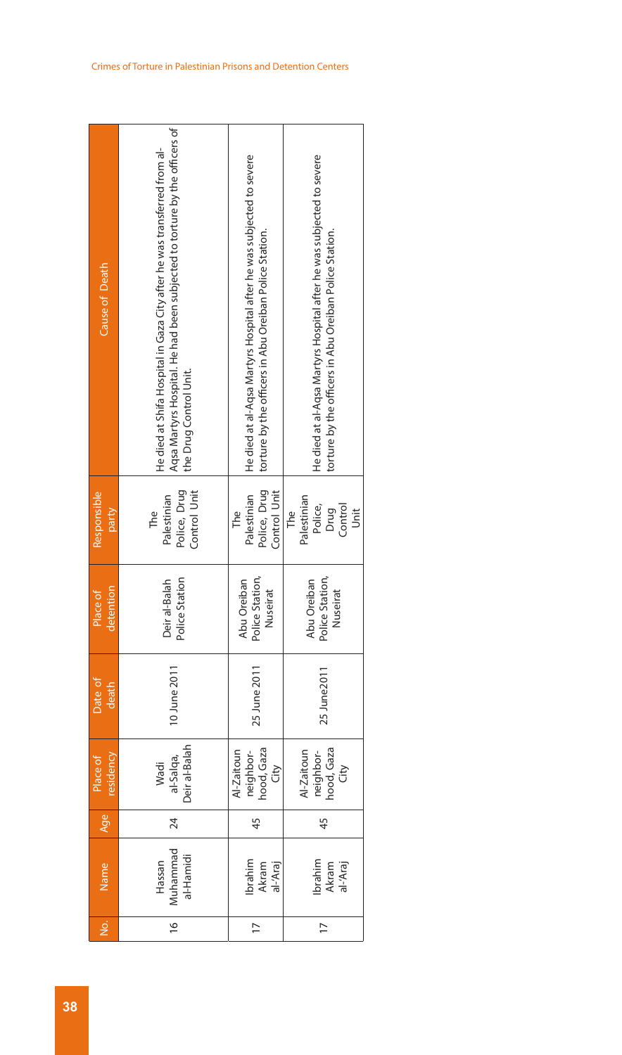| No. | Name | Age | Place of residency | Date of death | Place of detention | Responsible party | Cause of Death |
|---|---|---|---|---|---|---|---|
| 16 | Hassan Muhammad al-Hamidi | 24 | Wadi al-Salqa, Deir al-Balah | 10 June 2011 | Deir al-Balah Police Station | The Palestinian Police, Drug Control Unit | He died at Shifa Hospital in Gaza City after he was transferred from al-Aqsa Martyrs Hospital. He had been subjected to torture by the officers of the Drug Control Unit. |
| 17 | Ibrahim Akram al-'Araj | 45 | Al-Zaitoun neighbor-hood, Gaza City | 25 June 2011 | Abu Oreiban Police Station, Nuseirat | The Palestinian Police, Drug Control Unit | He died at al-Aqsa Martyrs Hospital after he was subjected to severe torture by the officers in Abu Oreiban Police Station. |
| 17 | Ibrahim Akram al-'Araj | 45 | Al-Zaitoun neighbor-hood, Gaza City | 25 June2011 | Abu Oreiban Police Station, Nuseirat | The Palestinian Police, Drug Control Unit | He died at al-Aqsa Martyrs Hospital after he was subjected to severe torture by the officers in Abu Oreiban Police Station. |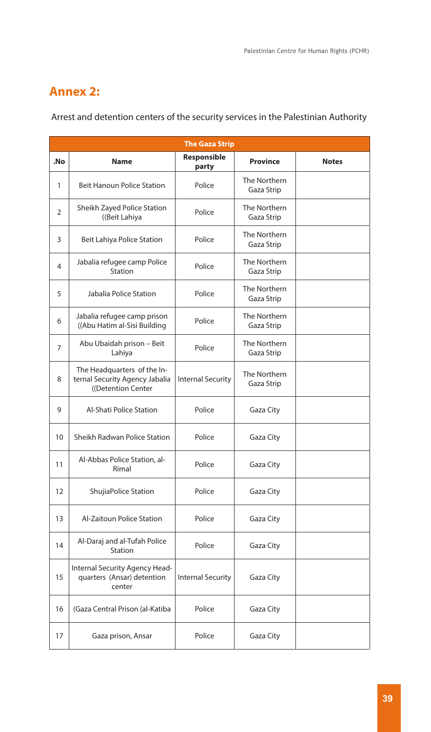## Annex 2:

Arrest and detention centers of the security services in the Palestinian Authority

| The Gaza Strip | | | | |
|---|---|---|---|---|
| .No | Name | Responsible party | Province | Notes |
| 1 | Beit Hanoun Police Station | Police | The Northern Gaza Strip | |
| 2 | Sheikh Zayed Police Station ((Beit Lahiya | Police | The Northern Gaza Strip | |
| 3 | Beit Lahiya Police Station | Police | The Northern Gaza Strip | |
| 4 | Jabalia refugee camp Police Station | Police | The Northern Gaza Strip | |
| 5 | Jabalia Police Station | Police | The Northern Gaza Strip | |
| 6 | Jabalia refugee camp prison ((Abu Hatim al-Sisi Building | Police | The Northern Gaza Strip | |
| 7 | Abu Ubaidah prison – Beit Lahiya | Police | The Northern Gaza Strip | |
| 8 | The Headquarters of the Internal Security Agency Jabalia ((Detention Center | Internal Security | The Northern Gaza Strip | |
| 9 | Al-Shati Police Station | Police | Gaza City | |
| 10 | Sheikh Radwan Police Station | Police | Gaza City | |
| 11 | Al-Abbas Police Station, al-Rimal | Police | Gaza City | |
| 12 | ShujiaPolice Station | Police | Gaza City | |
| 13 | Al-Zaitoun Police Station | Police | Gaza City | |
| 14 | Al-Daraj and al-Tufah Police Station | Police | Gaza City | |
| 15 | Internal Security Agency Headquarters (Ansar) detention center | Internal Security | Gaza City | |
| 16 | (Gaza Central Prison (al-Katiba | Police | Gaza City | |
| 17 | Gaza prison, Ansar | Police | Gaza City | |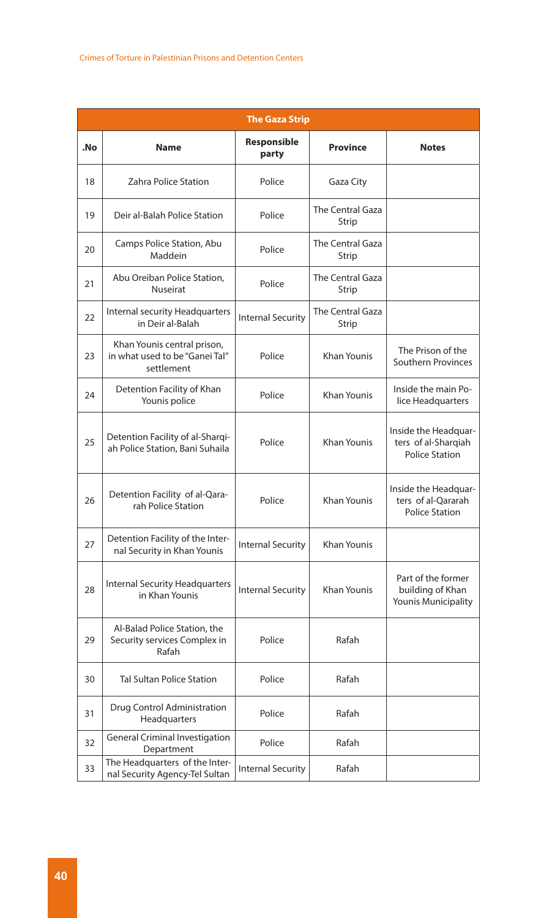| The Gaza Strip | | | | |
|---|---|---|---|---|
| .No | Name | Responsible party | Province | Notes |
| 18 | Zahra Police Station | Police | Gaza City | |
| 19 | Deir al-Balah Police Station | Police | The Central Gaza Strip | |
| 20 | Camps Police Station, Abu Maddein | Police | The Central Gaza Strip | |
| 21 | Abu Oreiban Police Station, Nuseirat | Police | The Central Gaza Strip | |
| 22 | Internal security Headquarters in Deir al-Balah | Internal Security | The Central Gaza Strip | |
| 23 | Khan Younis central prison, in what used to be "Ganei Tal" settlement | Police | Khan Younis | The Prison of the Southern Provinces |
| 24 | Detention Facility of Khan Younis police | Police | Khan Younis | Inside the main Police Headquarters |
| 25 | Detention Facility of al-Sharqiah Police Station, Bani Suhaila | Police | Khan Younis | Inside the Headquarters of al-Sharqiah Police Station |
| 26 | Detention Facility of al-Qararah Police Station | Police | Khan Younis | Inside the Headquarters of al-Qararah Police Station |
| 27 | Detention Facility of the Internal Security in Khan Younis | Internal Security | Khan Younis | |
| 28 | Internal Security Headquarters in Khan Younis | Internal Security | Khan Younis | Part of the former building of Khan Younis Municipality |
| 29 | Al-Balad Police Station, the Security services Complex in Rafah | Police | Rafah | |
| 30 | Tal Sultan Police Station | Police | Rafah | |
| 31 | Drug Control Administration Headquarters | Police | Rafah | |
| 32 | General Criminal Investigation Department | Police | Rafah | |
| 33 | The Headquarters of the Internal Security Agency-Tel Sultan | Internal Security | Rafah | |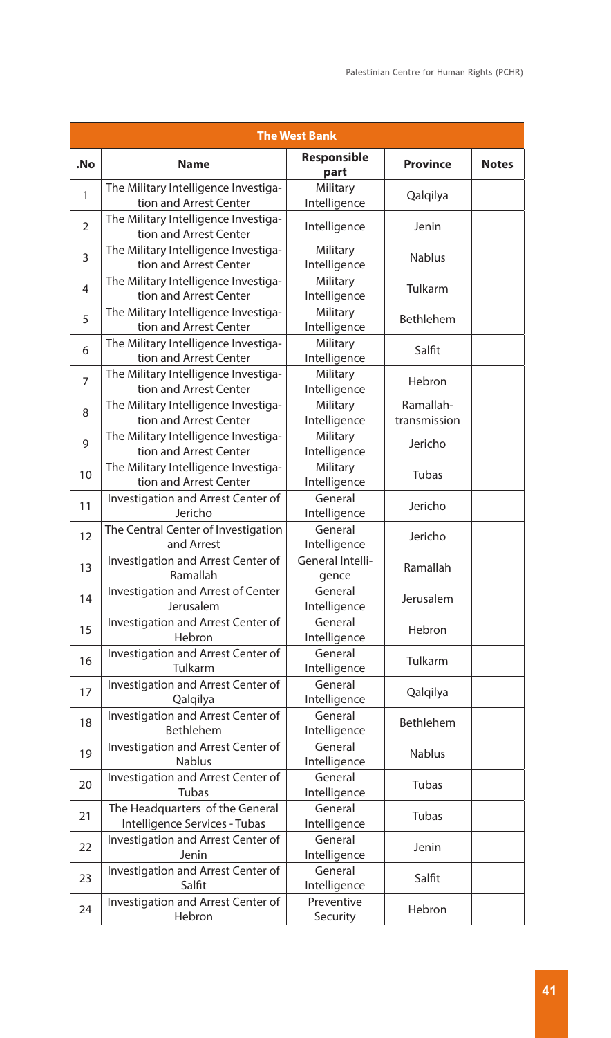| The West Bank | | | | |
|---|---|---|---|---|
| .No | Name | Responsible part | Province | Notes |
| 1 | The Military Intelligence Investigation and Arrest Center | Military Intelligence | Qalqilya | |
| 2 | The Military Intelligence Investigation and Arrest Center | Intelligence | Jenin | |
| 3 | The Military Intelligence Investigation and Arrest Center | Military Intelligence | Nablus | |
| 4 | The Military Intelligence Investigation and Arrest Center | Military Intelligence | Tulkarm | |
| 5 | The Military Intelligence Investigation and Arrest Center | Military Intelligence | Bethlehem | |
| 6 | The Military Intelligence Investigation and Arrest Center | Military Intelligence | Salfit | |
| 7 | The Military Intelligence Investigation and Arrest Center | Military Intelligence | Hebron | |
| 8 | The Military Intelligence Investigation and Arrest Center | Military Intelligence | Ramallah-transmission | |
| 9 | The Military Intelligence Investigation and Arrest Center | Military Intelligence | Jericho | |
| 10 | The Military Intelligence Investigation and Arrest Center | Military Intelligence | Tubas | |
| 11 | Investigation and Arrest Center of Jericho | General Intelligence | Jericho | |
| 12 | The Central Center of Investigation and Arrest | General Intelligence | Jericho | |
| 13 | Investigation and Arrest Center of Ramallah | General Intelligence | Ramallah | |
| 14 | Investigation and Arrest of Center Jerusalem | General Intelligence | Jerusalem | |
| 15 | Investigation and Arrest Center of Hebron | General Intelligence | Hebron | |
| 16 | Investigation and Arrest Center of Tulkarm | General Intelligence | Tulkarm | |
| 17 | Investigation and Arrest Center of Qalqilya | General Intelligence | Qalqilya | |
| 18 | Investigation and Arrest Center of Bethlehem | General Intelligence | Bethlehem | |
| 19 | Investigation and Arrest Center of Nablus | General Intelligence | Nablus | |
| 20 | Investigation and Arrest Center of Tubas | General Intelligence | Tubas | |
| 21 | The Headquarters of the General Intelligence Services - Tubas | General Intelligence | Tubas | |
| 22 | Investigation and Arrest Center of Jenin | General Intelligence | Jenin | |
| 23 | Investigation and Arrest Center of Salfit | General Intelligence | Salfit | |
| 24 | Investigation and Arrest Center of Hebron | Preventive Security | Hebron | |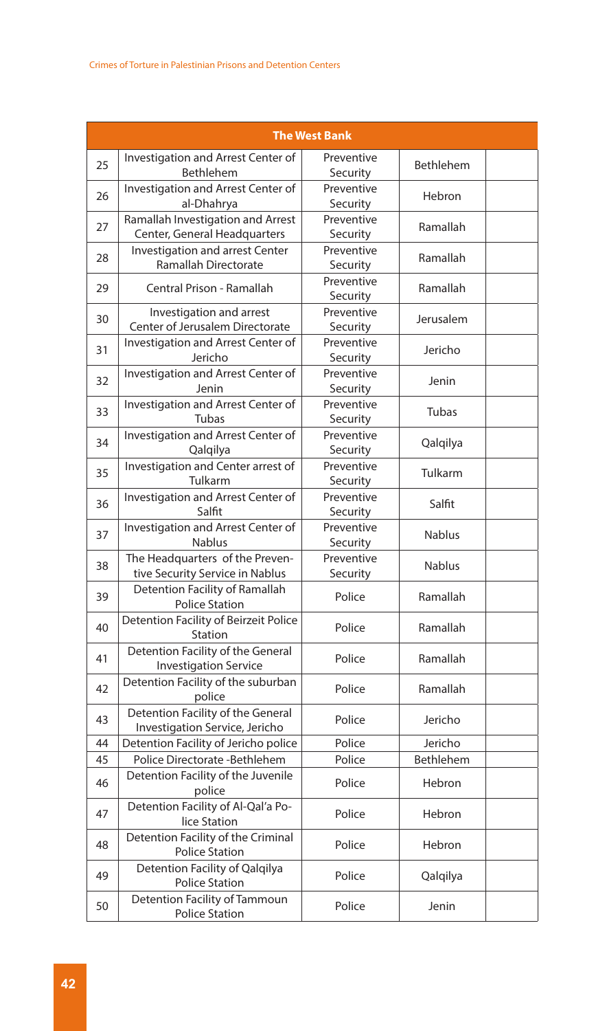| The West Bank | | | | |
|---|---|---|---|---|
| 25 | Investigation and Arrest Center of Bethlehem | Preventive Security | Bethlehem | |
| 26 | Investigation and Arrest Center of al-Dhahrya | Preventive Security | Hebron | |
| 27 | Ramallah Investigation and Arrest Center, General Headquarters | Preventive Security | Ramallah | |
| 28 | Investigation and arrest Center Ramallah Directorate | Preventive Security | Ramallah | |
| 29 | Central Prison - Ramallah | Preventive Security | Ramallah | |
| 30 | Investigation and arrest Center of Jerusalem Directorate | Preventive Security | Jerusalem | |
| 31 | Investigation and Arrest Center of Jericho | Preventive Security | Jericho | |
| 32 | Investigation and Arrest Center of Jenin | Preventive Security | Jenin | |
| 33 | Investigation and Arrest Center of Tubas | Preventive Security | Tubas | |
| 34 | Investigation and Arrest Center of Qalqilya | Preventive Security | Qalqilya | |
| 35 | Investigation and Center arrest of Tulkarm | Preventive Security | Tulkarm | |
| 36 | Investigation and Arrest Center of Salfit | Preventive Security | Salfit | |
| 37 | Investigation and Arrest Center of Nablus | Preventive Security | Nablus | |
| 38 | The Headquarters of the Preventive Security Service in Nablus | Preventive Security | Nablus | |
| 39 | Detention Facility of Ramallah Police Station | Police | Ramallah | |
| 40 | Detention Facility of Beirzeit Police Station | Police | Ramallah | |
| 41 | Detention Facility of the General Investigation Service | Police | Ramallah | |
| 42 | Detention Facility of the suburban police | Police | Ramallah | |
| 43 | Detention Facility of the General Investigation Service, Jericho | Police | Jericho | |
| 44 | Detention Facility of Jericho police | Police | Jericho | |
| 45 | Police Directorate -Bethlehem | Police | Bethlehem | |
| 46 | Detention Facility of the Juvenile police | Police | Hebron | |
| 47 | Detention Facility of Al-Qal'a Police Station | Police | Hebron | |
| 48 | Detention Facility of the Criminal Police Station | Police | Hebron | |
| 49 | Detention Facility of Qalqilya Police Station | Police | Qalqilya | |
| 50 | Detention Facility of Tammoun Police Station | Police | Jenin | |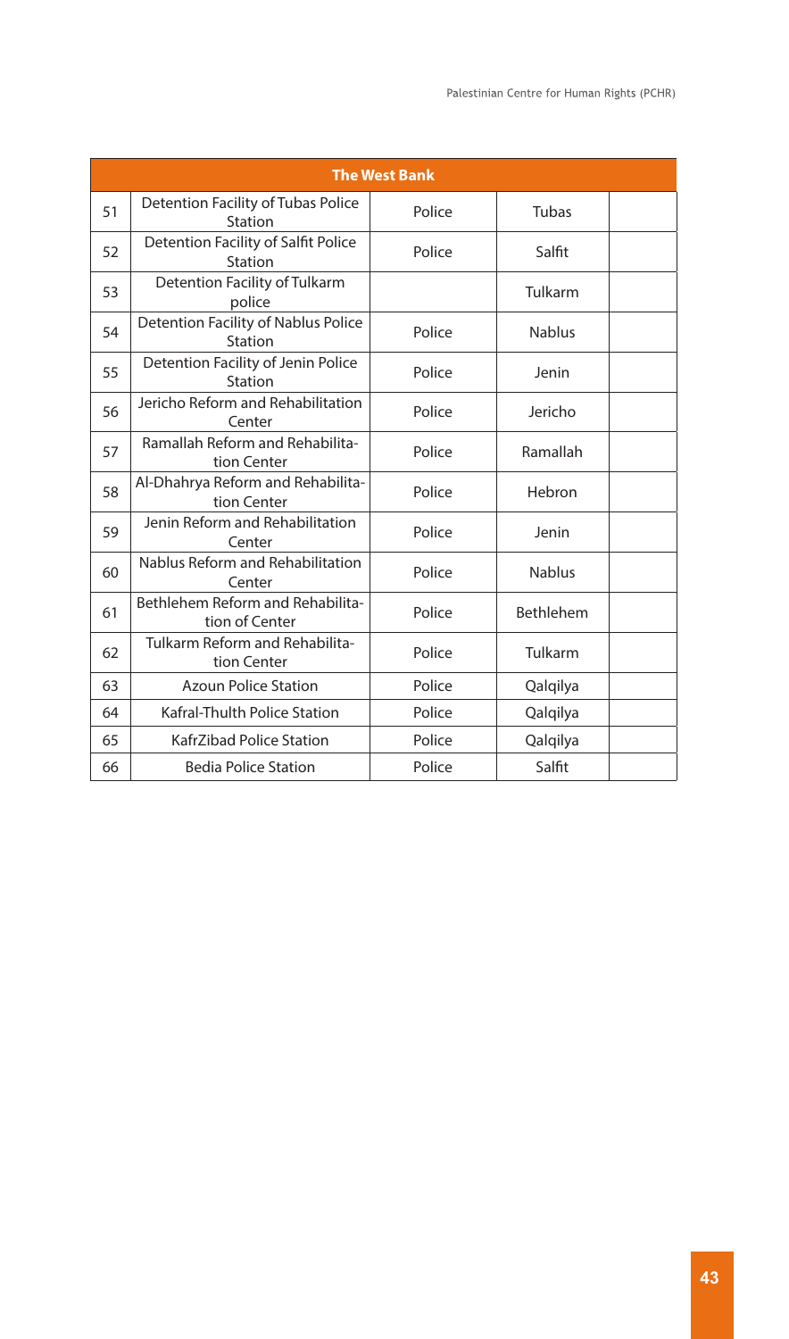| The West Bank | | | | |
|---|---|---|---|---|
| 51 | Detention Facility of Tubas Police Station | Police | Tubas | |
| 52 | Detention Facility of Salfit Police Station | Police | Salfit | |
| 53 | Detention Facility of Tulkarm police | | Tulkarm | |
| 54 | Detention Facility of Nablus Police Station | Police | Nablus | |
| 55 | Detention Facility of Jenin Police Station | Police | Jenin | |
| 56 | Jericho Reform and Rehabilitation Center | Police | Jericho | |
| 57 | Ramallah Reform and Rehabilitation Center | Police | Ramallah | |
| 58 | Al-Dhahrya Reform and Rehabilitation Center | Police | Hebron | |
| 59 | Jenin Reform and Rehabilitation Center | Police | Jenin | |
| 60 | Nablus Reform and Rehabilitation Center | Police | Nablus | |
| 61 | Bethlehem Reform and Rehabilitation of Center | Police | Bethlehem | |
| 62 | Tulkarm Reform and Rehabilitation Center | Police | Tulkarm | |
| 63 | Azoun Police Station | Police | Qalqilya | |
| 64 | Kafral-Thulth Police Station | Police | Qalqilya | |
| 65 | KafrZibad Police Station | Police | Qalqilya | |
| 66 | Bedia Police Station | Police | Salfit | |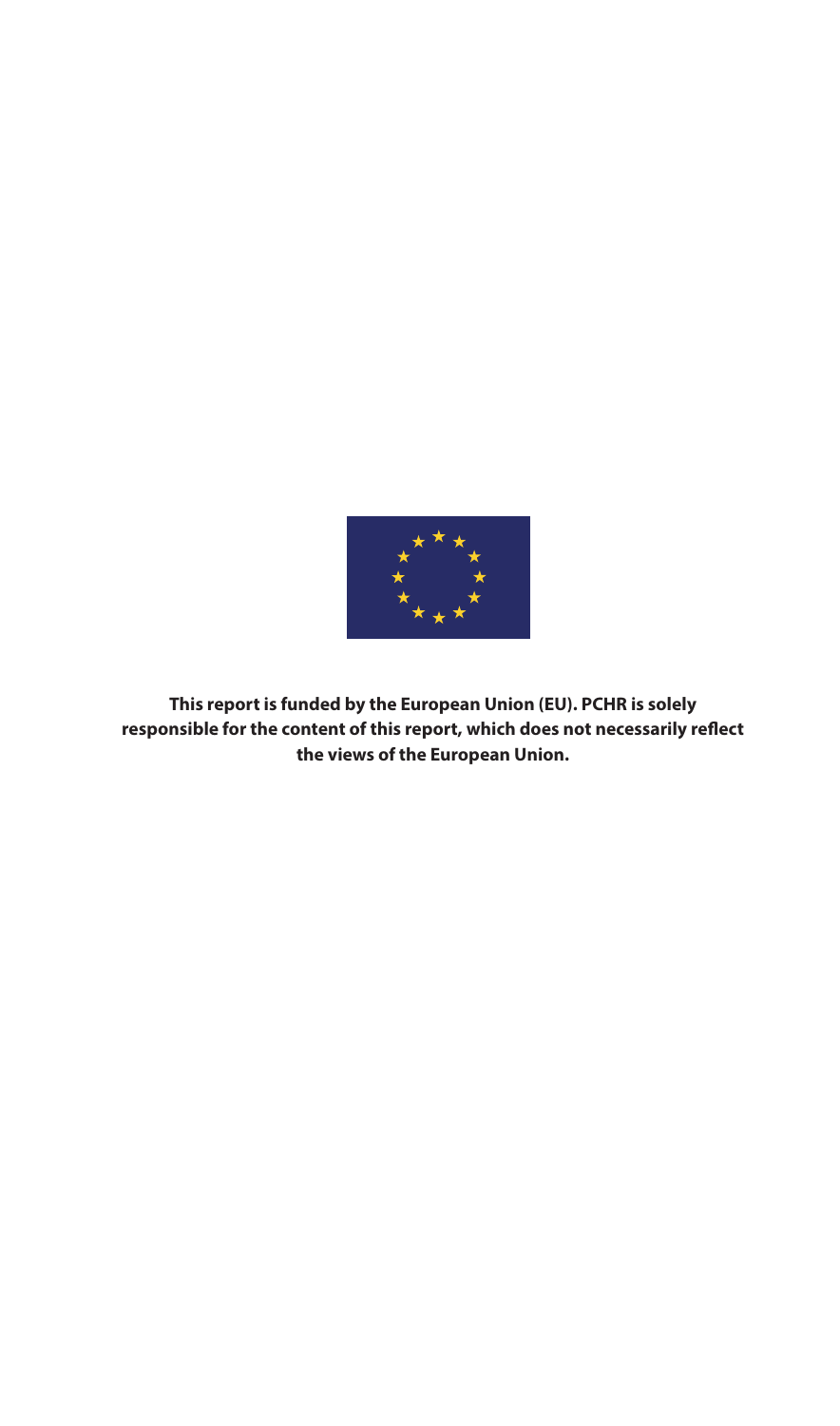**This report is funded by the European Union (EU). PCHR is solely responsible for the content of this report, which does not necessarily reflect the views of the European Union.**